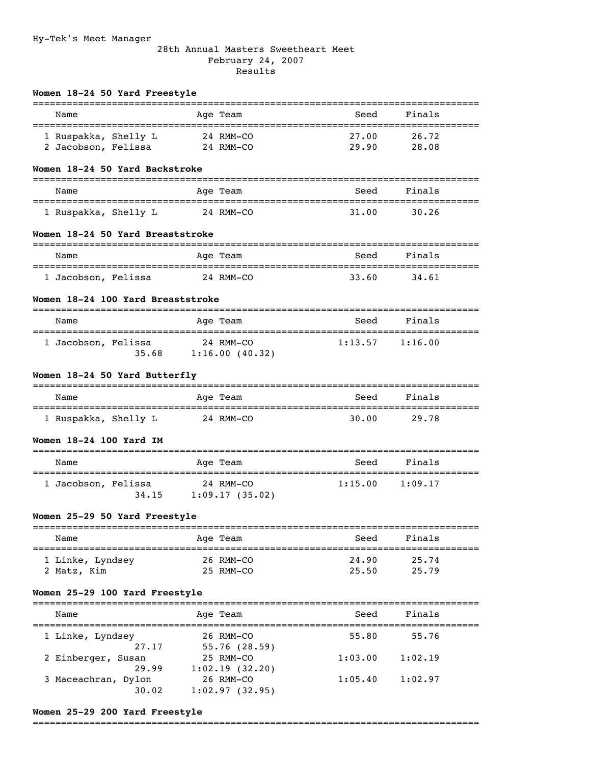Hy-Tek's Meet Manager

# 28th Annual Masters Sweetheart Meet
February 24, 2007
Results

## Women 18-24 50 Yard Freestyle

| Name | Age | Team | Seed | Finals |
|---|---|---|---|---|
| 1 Ruspakka, Shelly L | 24 | RMM-CO | 27.00 | 26.72 |
| 2 Jacobson, Felissa | 24 | RMM-CO | 29.90 | 28.08 |

## Women 18-24 50 Yard Backstroke

| Name | Age | Team | Seed | Finals |
|---|---|---|---|---|
| 1 Ruspakka, Shelly L | 24 | RMM-CO | 31.00 | 30.26 |

## Women 18-24 50 Yard Breaststroke

| Name | Age | Team | Seed | Finals |
|---|---|---|---|---|
| 1 Jacobson, Felissa | 24 | RMM-CO | 33.60 | 34.61 |

## Women 18-24 100 Yard Breaststroke

| Name | Age | Team | Seed | Finals |
|---|---|---|---|---|
| 1 Jacobson, Felissa | 24 | RMM-CO | 1:13.57 | 1:16.00 |
| 35.68 | | 1:16.00 (40.32) | | |

## Women 18-24 50 Yard Butterfly

| Name | Age | Team | Seed | Finals |
|---|---|---|---|---|
| 1 Ruspakka, Shelly L | 24 | RMM-CO | 30.00 | 29.78 |

## Women 18-24 100 Yard IM

| Name | Age | Team | Seed | Finals |
|---|---|---|---|---|
| 1 Jacobson, Felissa | 24 | RMM-CO | 1:15.00 | 1:09.17 |
| 34.15 | | 1:09.17 (35.02) | | |

## Women 25-29 50 Yard Freestyle

| Name | Age | Team | Seed | Finals |
|---|---|---|---|---|
| 1 Linke, Lyndsey | 26 | RMM-CO | 24.90 | 25.74 |
| 2 Matz, Kim | 25 | RMM-CO | 25.50 | 25.79 |

## Women 25-29 100 Yard Freestyle

| Name | Age | Team | Seed | Finals |
|---|---|---|---|---|
| 1 Linke, Lyndsey | 26 | RMM-CO | 55.80 | 55.76 |
| 27.17 | | 55.76 (28.59) | | |
| 2 Einberger, Susan | 25 | RMM-CO | 1:03.00 | 1:02.19 |
| 29.99 | | 1:02.19 (32.20) | | |
| 3 Maceachran, Dylon | 26 | RMM-CO | 1:05.40 | 1:02.97 |
| 30.02 | | 1:02.97 (32.95) | | |

## Women 25-29 200 Yard Freestyle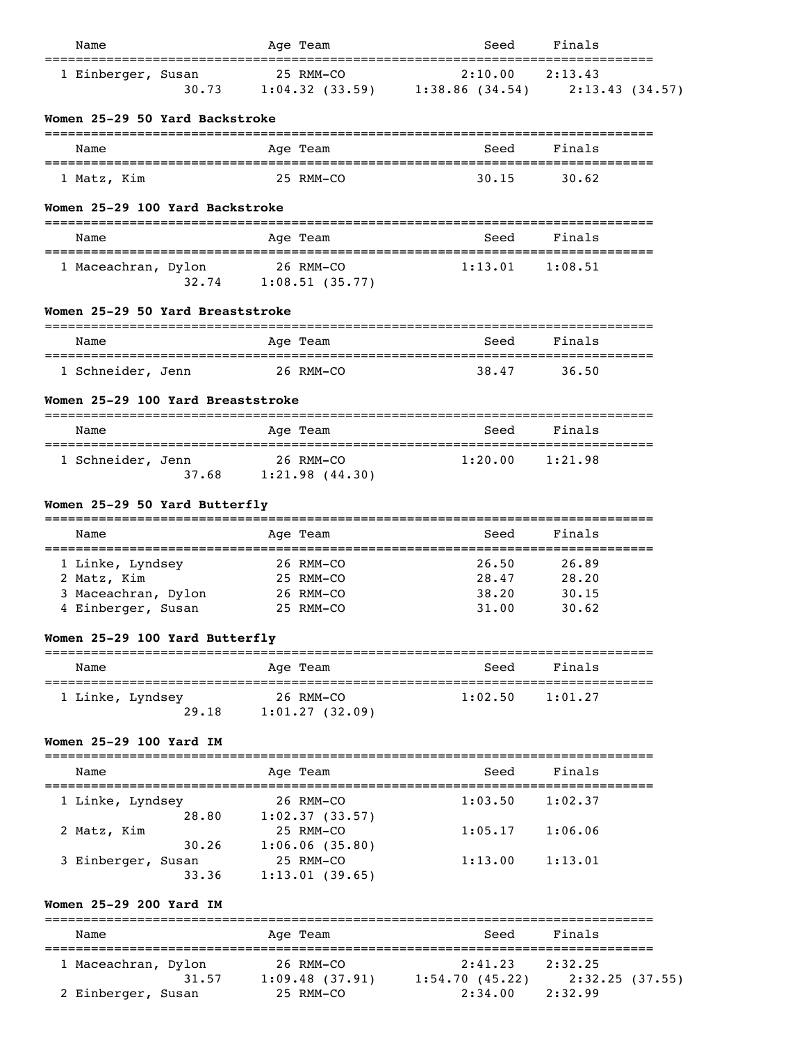| Name | Age | Team | Seed | Finals |
|---|---|---|---|---|
| 1 Einberger, Susan | 25 | RMM-CO | 2:10.00 | 2:13.43 |
| 30.73 | 1:04.32 (33.59) | | 1:38.86 (34.54) | 2:13.43 (34.57) |

**Women 25-29 50 Yard Backstroke**

| Name | Age | Team | Seed | Finals |
|---|---|---|---|---|
| 1 Matz, Kim | 25 | RMM-CO | 30.15 | 30.62 |

**Women 25-29 100 Yard Backstroke**

| Name | Age | Team | Seed | Finals |
|---|---|---|---|---|
| 1 Maceachran, Dylon | 26 | RMM-CO | 1:13.01 | 1:08.51 |
| 32.74 | 1:08.51 (35.77) | | | |

**Women 25-29 50 Yard Breaststroke**

| Name | Age | Team | Seed | Finals |
|---|---|---|---|---|
| 1 Schneider, Jenn | 26 | RMM-CO | 38.47 | 36.50 |

**Women 25-29 100 Yard Breaststroke**

| Name | Age | Team | Seed | Finals |
|---|---|---|---|---|
| 1 Schneider, Jenn | 26 | RMM-CO | 1:20.00 | 1:21.98 |
| 37.68 | 1:21.98 (44.30) | | | |

**Women 25-29 50 Yard Butterfly**

| Name | Age | Team | Seed | Finals |
|---|---|---|---|---|
| 1 Linke, Lyndsey | 26 | RMM-CO | 26.50 | 26.89 |
| 2 Matz, Kim | 25 | RMM-CO | 28.47 | 28.20 |
| 3 Maceachran, Dylon | 26 | RMM-CO | 38.20 | 30.15 |
| 4 Einberger, Susan | 25 | RMM-CO | 31.00 | 30.62 |

**Women 25-29 100 Yard Butterfly**

| Name | Age | Team | Seed | Finals |
|---|---|---|---|---|
| 1 Linke, Lyndsey | 26 | RMM-CO | 1:02.50 | 1:01.27 |
| 29.18 | 1:01.27 (32.09) | | | |

**Women 25-29 100 Yard IM**

| Name | Age | Team | Seed | Finals |
|---|---|---|---|---|
| 1 Linke, Lyndsey | 26 | RMM-CO | 1:03.50 | 1:02.37 |
| 28.80 | 1:02.37 (33.57) | | | |
| 2 Matz, Kim | 25 | RMM-CO | 1:05.17 | 1:06.06 |
| 30.26 | 1:06.06 (35.80) | | | |
| 3 Einberger, Susan | 25 | RMM-CO | 1:13.00 | 1:13.01 |
| 33.36 | 1:13.01 (39.65) | | | |

**Women 25-29 200 Yard IM**

| Name | Age | Team | Seed | Finals |
|---|---|---|---|---|
| 1 Maceachran, Dylon | 26 | RMM-CO | 2:41.23 | 2:32.25 |
| 31.57 | 1:09.48 (37.91) | | 1:54.70 (45.22) | 2:32.25 (37.55) |
| 2 Einberger, Susan | 25 | RMM-CO | 2:34.00 | 2:32.99 |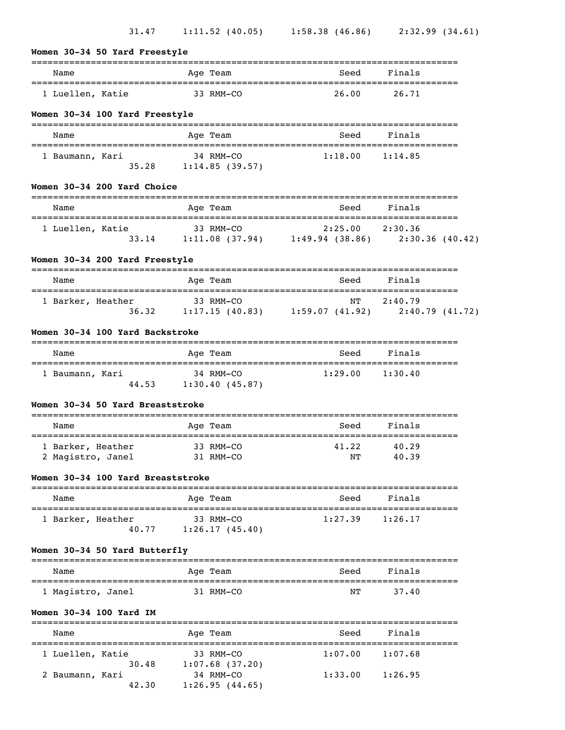31.47 1:11.52 (40.05) 1:58.38 (46.86) 2:32.99 (34.61)

### Women 30-34 50 Yard Freestyle

| Name | Age | Team | Seed | Finals |
|---|---|---|---|---|
| 1 Luellen, Katie | 33 | RMM-CO | 26.00 | 26.71 |

### Women 30-34 100 Yard Freestyle

| Name | Age | Team | Seed | Finals |
|---|---|---|---|---|
| 1 Baumann, Kari | 34 | RMM-CO | 1:18.00 | 1:14.85 |
| 35.28 1:14.85 (39.57) | | | | |

### Women 30-34 200 Yard Choice

| Name | Age | Team | Seed | Finals |
|---|---|---|---|---|
| 1 Luellen, Katie | 33 | RMM-CO | 2:25.00 | 2:30.36 |
| 33.14 1:11.08 (37.94) 1:49.94 (38.86) 2:30.36 (40.42) | | | | |

### Women 30-34 200 Yard Freestyle

| Name | Age | Team | Seed | Finals |
|---|---|---|---|---|
| 1 Barker, Heather | 33 | RMM-CO | NT | 2:40.79 |
| 36.32 1:17.15 (40.83) 1:59.07 (41.92) 2:40.79 (41.72) | | | | |

### Women 30-34 100 Yard Backstroke

| Name | Age | Team | Seed | Finals |
|---|---|---|---|---|
| 1 Baumann, Kari | 34 | RMM-CO | 1:29.00 | 1:30.40 |
| 44.53 1:30.40 (45.87) | | | | |

### Women 30-34 50 Yard Breaststroke

| Name | Age | Team | Seed | Finals |
|---|---|---|---|---|
| 1 Barker, Heather | 33 | RMM-CO | 41.22 | 40.29 |
| 2 Magistro, Janel | 31 | RMM-CO | NT | 40.39 |

### Women 30-34 100 Yard Breaststroke

| Name | Age | Team | Seed | Finals |
|---|---|---|---|---|
| 1 Barker, Heather | 33 | RMM-CO | 1:27.39 | 1:26.17 |
| 40.77 1:26.17 (45.40) | | | | |

### Women 30-34 50 Yard Butterfly

| Name | Age | Team | Seed | Finals |
|---|---|---|---|---|
| 1 Magistro, Janel | 31 | RMM-CO | NT | 37.40 |

### Women 30-34 100 Yard IM

| Name | Age | Team | Seed | Finals |
|---|---|---|---|---|
| 1 Luellen, Katie | 33 | RMM-CO | 1:07.00 | 1:07.68 |
| 30.48 1:07.68 (37.20) | | | | |
| 2 Baumann, Kari | 34 | RMM-CO | 1:33.00 | 1:26.95 |
| 42.30 1:26.95 (44.65) | | | | |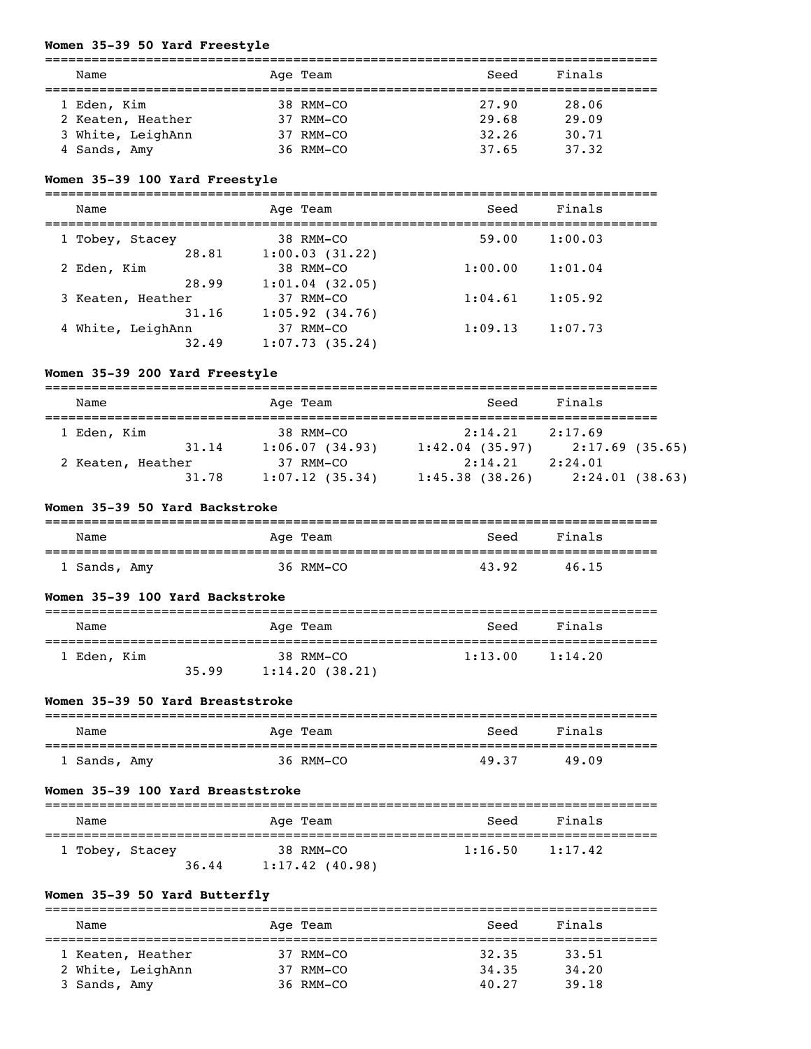**Women 35-39 50 Yard Freestyle**

| Name | Age | Team | Seed | Finals |
|---|---|---|---|---|
| 1 Eden, Kim | 38 | RMM-CO | 27.90 | 28.06 |
| 2 Keaten, Heather | 37 | RMM-CO | 29.68 | 29.09 |
| 3 White, LeighAnn | 37 | RMM-CO | 32.26 | 30.71 |
| 4 Sands, Amy | 36 | RMM-CO | 37.65 | 37.32 |

**Women 35-39 100 Yard Freestyle**

| Name | Age | Team | Seed | Finals |
|---|---|---|---|---|
| 1 Tobey, Stacey | 38 | RMM-CO | 59.00 | 1:00.03 |
| 28.81 | 1:00.03 (31.22) | | | |
| 2 Eden, Kim | 38 | RMM-CO | 1:00.00 | 1:01.04 |
| 28.99 | 1:01.04 (32.05) | | | |
| 3 Keaten, Heather | 37 | RMM-CO | 1:04.61 | 1:05.92 |
| 31.16 | 1:05.92 (34.76) | | | |
| 4 White, LeighAnn | 37 | RMM-CO | 1:09.13 | 1:07.73 |
| 32.49 | 1:07.73 (35.24) | | | |

**Women 35-39 200 Yard Freestyle**

| Name | Age | Team | Seed | Finals |
|---|---|---|---|---|
| 1 Eden, Kim | 38 | RMM-CO | 2:14.21 | 2:17.69 |
| 31.14 | 1:06.07 (34.93) | 1:42.04 (35.97) | 2:17.69 (35.65) | |
| 2 Keaten, Heather | 37 | RMM-CO | 2:14.21 | 2:24.01 |
| 31.78 | 1:07.12 (35.34) | 1:45.38 (38.26) | 2:24.01 (38.63) | |

**Women 35-39 50 Yard Backstroke**

| Name | Age | Team | Seed | Finals |
|---|---|---|---|---|
| 1 Sands, Amy | 36 | RMM-CO | 43.92 | 46.15 |

**Women 35-39 100 Yard Backstroke**

| Name | Age | Team | Seed | Finals |
|---|---|---|---|---|
| 1 Eden, Kim | 38 | RMM-CO | 1:13.00 | 1:14.20 |
| 35.99 | 1:14.20 (38.21) | | | |

**Women 35-39 50 Yard Breaststroke**

| Name | Age | Team | Seed | Finals |
|---|---|---|---|---|
| 1 Sands, Amy | 36 | RMM-CO | 49.37 | 49.09 |

**Women 35-39 100 Yard Breaststroke**

| Name | Age | Team | Seed | Finals |
|---|---|---|---|---|
| 1 Tobey, Stacey | 38 | RMM-CO | 1:16.50 | 1:17.42 |
| 36.44 | 1:17.42 (40.98) | | | |

**Women 35-39 50 Yard Butterfly**

| Name | Age | Team | Seed | Finals |
|---|---|---|---|---|
| 1 Keaten, Heather | 37 | RMM-CO | 32.35 | 33.51 |
| 2 White, LeighAnn | 37 | RMM-CO | 34.35 | 34.20 |
| 3 Sands, Amy | 36 | RMM-CO | 40.27 | 39.18 |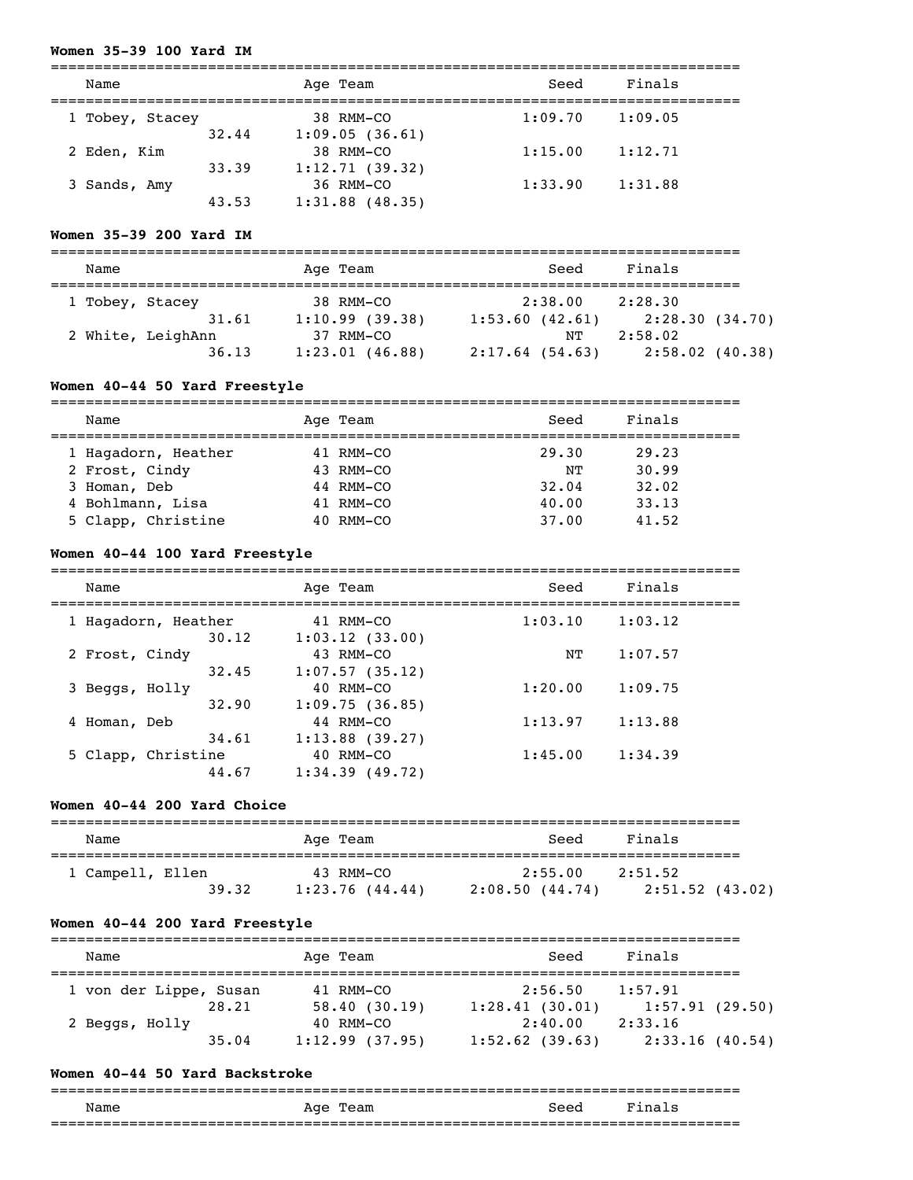**Women 35-39 100 Yard IM**

| Name | Age | Team | Seed | Finals |
|---|---|---|---|---|
| 1 Tobey, Stacey | 38 | RMM-CO | 1:09.70 | 1:09.05 |
| 32.44 | 1:09.05 (36.61) | | | |
| 2 Eden, Kim | 38 | RMM-CO | 1:15.00 | 1:12.71 |
| 33.39 | 1:12.71 (39.32) | | | |
| 3 Sands, Amy | 36 | RMM-CO | 1:33.90 | 1:31.88 |
| 43.53 | 1:31.88 (48.35) | | | |

**Women 35-39 200 Yard IM**

| Name | Age | Team | Seed | Finals |
|---|---|---|---|---|
| 1 Tobey, Stacey | 38 | RMM-CO | 2:38.00 | 2:28.30 |
| 31.61 | 1:10.99 (39.38) | 1:53.60 (42.61) | 2:28.30 (34.70) | |
| 2 White, LeighAnn | 37 | RMM-CO | NT | 2:58.02 |
| 36.13 | 1:23.01 (46.88) | 2:17.64 (54.63) | 2:58.02 (40.38) | |

**Women 40-44 50 Yard Freestyle**

| Name | Age | Team | Seed | Finals |
|---|---|---|---|---|
| 1 Hagadorn, Heather | 41 | RMM-CO | 29.30 | 29.23 |
| 2 Frost, Cindy | 43 | RMM-CO | NT | 30.99 |
| 3 Homan, Deb | 44 | RMM-CO | 32.04 | 32.02 |
| 4 Bohlmann, Lisa | 41 | RMM-CO | 40.00 | 33.13 |
| 5 Clapp, Christine | 40 | RMM-CO | 37.00 | 41.52 |

**Women 40-44 100 Yard Freestyle**

| Name | Age | Team | Seed | Finals |
|---|---|---|---|---|
| 1 Hagadorn, Heather | 41 | RMM-CO | 1:03.10 | 1:03.12 |
| 30.12 | 1:03.12 (33.00) | | | |
| 2 Frost, Cindy | 43 | RMM-CO | NT | 1:07.57 |
| 32.45 | 1:07.57 (35.12) | | | |
| 3 Beggs, Holly | 40 | RMM-CO | 1:20.00 | 1:09.75 |
| 32.90 | 1:09.75 (36.85) | | | |
| 4 Homan, Deb | 44 | RMM-CO | 1:13.97 | 1:13.88 |
| 34.61 | 1:13.88 (39.27) | | | |
| 5 Clapp, Christine | 40 | RMM-CO | 1:45.00 | 1:34.39 |
| 44.67 | 1:34.39 (49.72) | | | |

**Women 40-44 200 Yard Choice**

| Name | Age | Team | Seed | Finals |
|---|---|---|---|---|
| 1 Campell, Ellen | 43 | RMM-CO | 2:55.00 | 2:51.52 |
| 39.32 | 1:23.76 (44.44) | 2:08.50 (44.74) | 2:51.52 (43.02) | |

**Women 40-44 200 Yard Freestyle**

| Name | Age | Team | Seed | Finals |
|---|---|---|---|---|
| 1 von der Lippe, Susan | 41 | RMM-CO | 2:56.50 | 1:57.91 |
| 28.21 | 58.40 (30.19) | 1:28.41 (30.01) | 1:57.91 (29.50) | |
| 2 Beggs, Holly | 40 | RMM-CO | 2:40.00 | 2:33.16 |
| 35.04 | 1:12.99 (37.95) | 1:52.62 (39.63) | 2:33.16 (40.54) | |

**Women 40-44 50 Yard Backstroke**

| Name | Age | Team | Seed | Finals |
|---|---|---|---|---|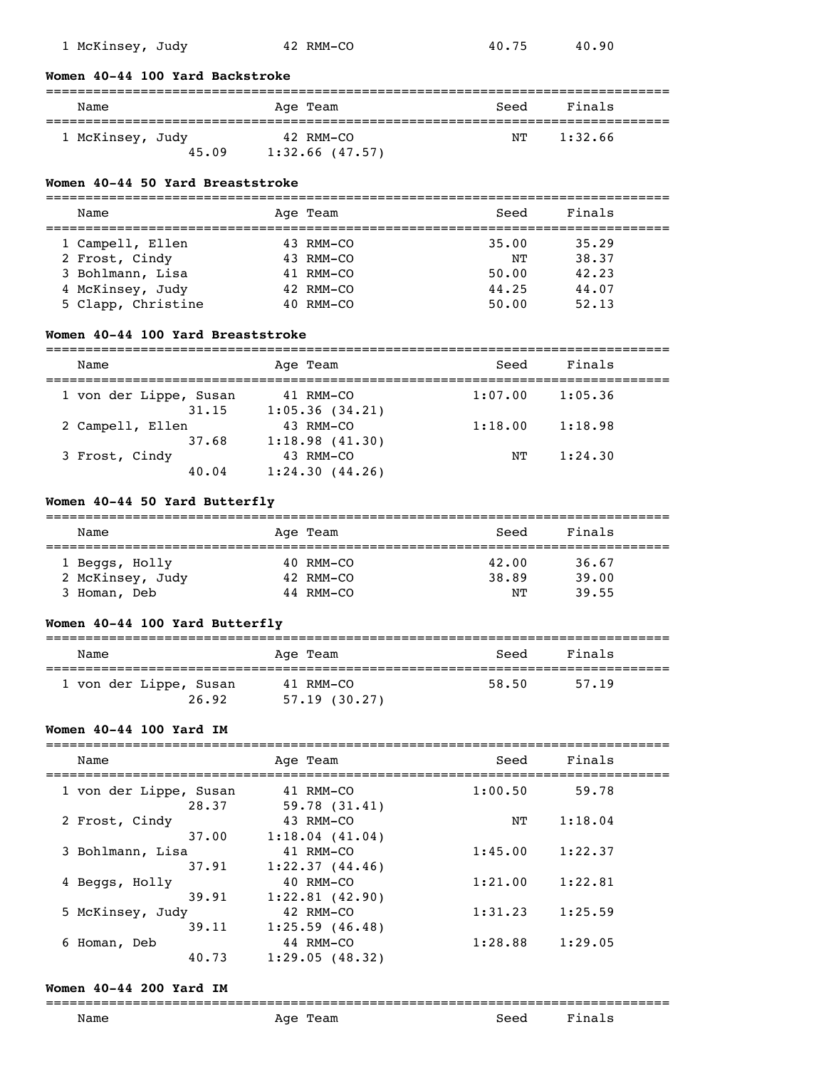| | Name | Age | Team | Seed | Finals |
|---|---|---|---|---|---|
| 1 | McKinsey, Judy | 42 | RMM-CO | 40.75 | 40.90 |

### Women 40-44 100 Yard Backstroke

| | Name | Age | Team | Seed | Finals |
|---|---|---|---|---|---|
| 1 | McKinsey, Judy | 42 | RMM-CO | NT | 1:32.66 |
| | 45.09 | 1:32.66 (47.57) | | | |

### Women 40-44 50 Yard Breaststroke

| | Name | Age | Team | Seed | Finals |
|---|---|---|---|---|---|
| 1 | Campell, Ellen | 43 | RMM-CO | 35.00 | 35.29 |
| 2 | Frost, Cindy | 43 | RMM-CO | NT | 38.37 |
| 3 | Bohlmann, Lisa | 41 | RMM-CO | 50.00 | 42.23 |
| 4 | McKinsey, Judy | 42 | RMM-CO | 44.25 | 44.07 |
| 5 | Clapp, Christine | 40 | RMM-CO | 50.00 | 52.13 |

### Women 40-44 100 Yard Breaststroke

| | Name | Age | Team | Seed | Finals |
|---|---|---|---|---|---|
| 1 | von der Lippe, Susan | 41 | RMM-CO | 1:07.00 | 1:05.36 |
| | 31.15 | 1:05.36 (34.21) | | | |
| 2 | Campell, Ellen | 43 | RMM-CO | 1:18.00 | 1:18.98 |
| | 37.68 | 1:18.98 (41.30) | | | |
| 3 | Frost, Cindy | 43 | RMM-CO | NT | 1:24.30 |
| | 40.04 | 1:24.30 (44.26) | | | |

### Women 40-44 50 Yard Butterfly

| | Name | Age | Team | Seed | Finals |
|---|---|---|---|---|---|
| 1 | Beggs, Holly | 40 | RMM-CO | 42.00 | 36.67 |
| 2 | McKinsey, Judy | 42 | RMM-CO | 38.89 | 39.00 |
| 3 | Homan, Deb | 44 | RMM-CO | NT | 39.55 |

### Women 40-44 100 Yard Butterfly

| | Name | Age | Team | Seed | Finals |
|---|---|---|---|---|---|
| 1 | von der Lippe, Susan | 41 | RMM-CO | 58.50 | 57.19 |
| | 26.92 | 57.19 (30.27) | | | |

### Women 40-44 100 Yard IM

| | Name | Age | Team | Seed | Finals |
|---|---|---|---|---|---|
| 1 | von der Lippe, Susan | 41 | RMM-CO | 1:00.50 | 59.78 |
| | 28.37 | 59.78 (31.41) | | | |
| 2 | Frost, Cindy | 43 | RMM-CO | NT | 1:18.04 |
| | 37.00 | 1:18.04 (41.04) | | | |
| 3 | Bohlmann, Lisa | 41 | RMM-CO | 1:45.00 | 1:22.37 |
| | 37.91 | 1:22.37 (44.46) | | | |
| 4 | Beggs, Holly | 40 | RMM-CO | 1:21.00 | 1:22.81 |
| | 39.91 | 1:22.81 (42.90) | | | |
| 5 | McKinsey, Judy | 42 | RMM-CO | 1:31.23 | 1:25.59 |
| | 39.11 | 1:25.59 (46.48) | | | |
| 6 | Homan, Deb | 44 | RMM-CO | 1:28.88 | 1:29.05 |
| | 40.73 | 1:29.05 (48.32) | | | |

### Women 40-44 200 Yard IM

| | Name | Age | Team | Seed | Finals |
|---|---|---|---|---|---|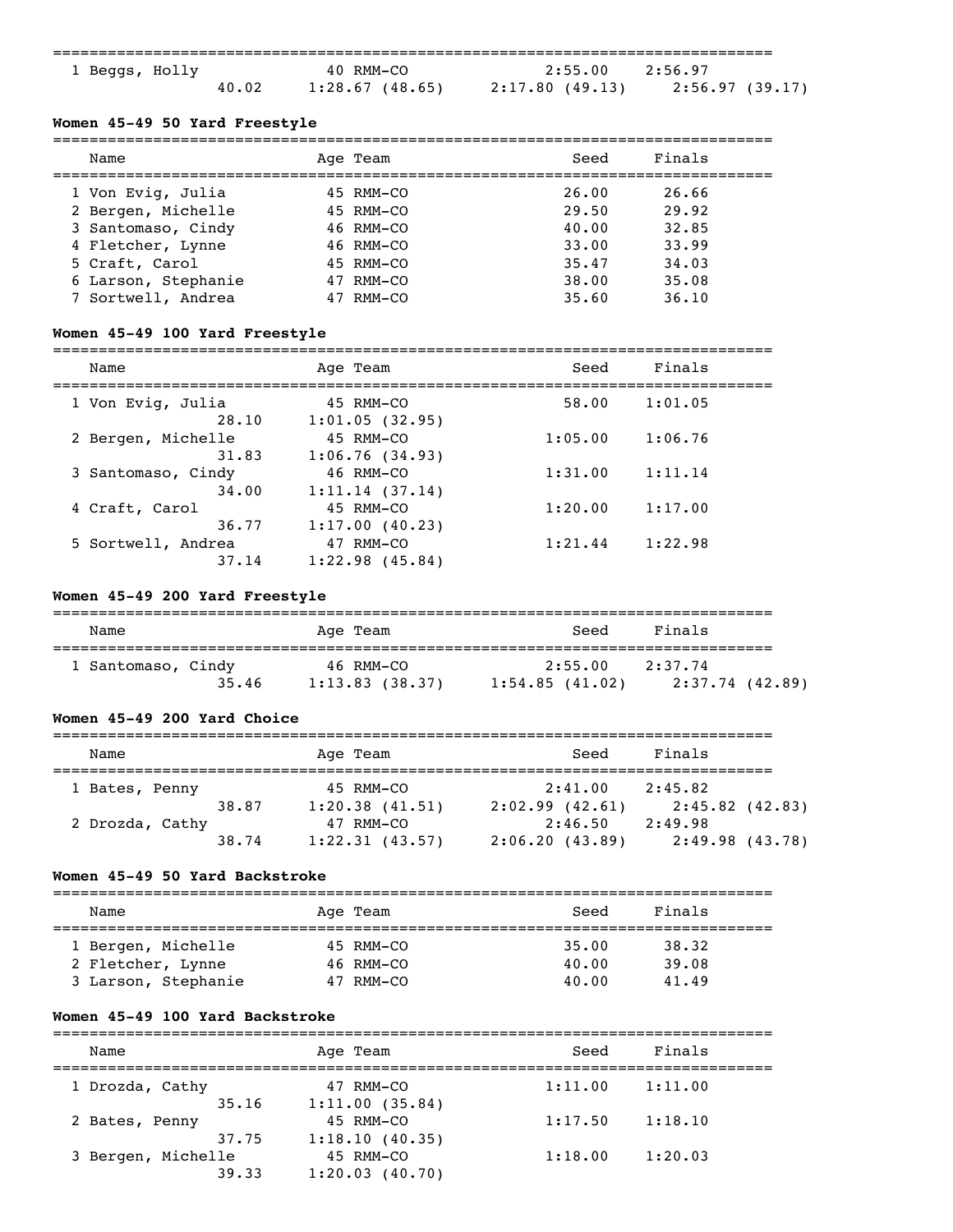| Name | Age | Team | Seed | Finals |
|---|---|---|---|---|
| 1 Beggs, Holly | 40 | RMM-CO | 2:55.00 | 2:56.97 |
| 40.02 | 1:28.67 (48.65) | 2:17.80 (49.13) | 2:56.97 (39.17) | |

### Women 45-49 50 Yard Freestyle

| Name | Age | Team | Seed | Finals |
|---|---|---|---|---|
| 1 Von Evig, Julia | 45 | RMM-CO | 26.00 | 26.66 |
| 2 Bergen, Michelle | 45 | RMM-CO | 29.50 | 29.92 |
| 3 Santomaso, Cindy | 46 | RMM-CO | 40.00 | 32.85 |
| 4 Fletcher, Lynne | 46 | RMM-CO | 33.00 | 33.99 |
| 5 Craft, Carol | 45 | RMM-CO | 35.47 | 34.03 |
| 6 Larson, Stephanie | 47 | RMM-CO | 38.00 | 35.08 |
| 7 Sortwell, Andrea | 47 | RMM-CO | 35.60 | 36.10 |

### Women 45-49 100 Yard Freestyle

| Name | Age | Team | Seed | Finals |
|---|---|---|---|---|
| 1 Von Evig, Julia | 45 | RMM-CO | 58.00 | 1:01.05 |
| 28.10 | 1:01.05 (32.95) | | | |
| 2 Bergen, Michelle | 45 | RMM-CO | 1:05.00 | 1:06.76 |
| 31.83 | 1:06.76 (34.93) | | | |
| 3 Santomaso, Cindy | 46 | RMM-CO | 1:31.00 | 1:11.14 |
| 34.00 | 1:11.14 (37.14) | | | |
| 4 Craft, Carol | 45 | RMM-CO | 1:20.00 | 1:17.00 |
| 36.77 | 1:17.00 (40.23) | | | |
| 5 Sortwell, Andrea | 47 | RMM-CO | 1:21.44 | 1:22.98 |
| 37.14 | 1:22.98 (45.84) | | | |

### Women 45-49 200 Yard Freestyle

| Name | Age | Team | Seed | Finals |
|---|---|---|---|---|
| 1 Santomaso, Cindy | 46 | RMM-CO | 2:55.00 | 2:37.74 |
| 35.46 | 1:13.83 (38.37) | 1:54.85 (41.02) | 2:37.74 (42.89) | |

### Women 45-49 200 Yard Choice

| Name | Age | Team | Seed | Finals |
|---|---|---|---|---|
| 1 Bates, Penny | 45 | RMM-CO | 2:41.00 | 2:45.82 |
| 38.87 | 1:20.38 (41.51) | 2:02.99 (42.61) | 2:45.82 (42.83) | |
| 2 Drozda, Cathy | 47 | RMM-CO | 2:46.50 | 2:49.98 |
| 38.74 | 1:22.31 (43.57) | 2:06.20 (43.89) | 2:49.98 (43.78) | |

### Women 45-49 50 Yard Backstroke

| Name | Age | Team | Seed | Finals |
|---|---|---|---|---|
| 1 Bergen, Michelle | 45 | RMM-CO | 35.00 | 38.32 |
| 2 Fletcher, Lynne | 46 | RMM-CO | 40.00 | 39.08 |
| 3 Larson, Stephanie | 47 | RMM-CO | 40.00 | 41.49 |

### Women 45-49 100 Yard Backstroke

| Name | Age | Team | Seed | Finals |
|---|---|---|---|---|
| 1 Drozda, Cathy | 47 | RMM-CO | 1:11.00 | 1:11.00 |
| 35.16 | 1:11.00 (35.84) | | | |
| 2 Bates, Penny | 45 | RMM-CO | 1:17.50 | 1:18.10 |
| 37.75 | 1:18.10 (40.35) | | | |
| 3 Bergen, Michelle | 45 | RMM-CO | 1:18.00 | 1:20.03 |
| 39.33 | 1:20.03 (40.70) | | | |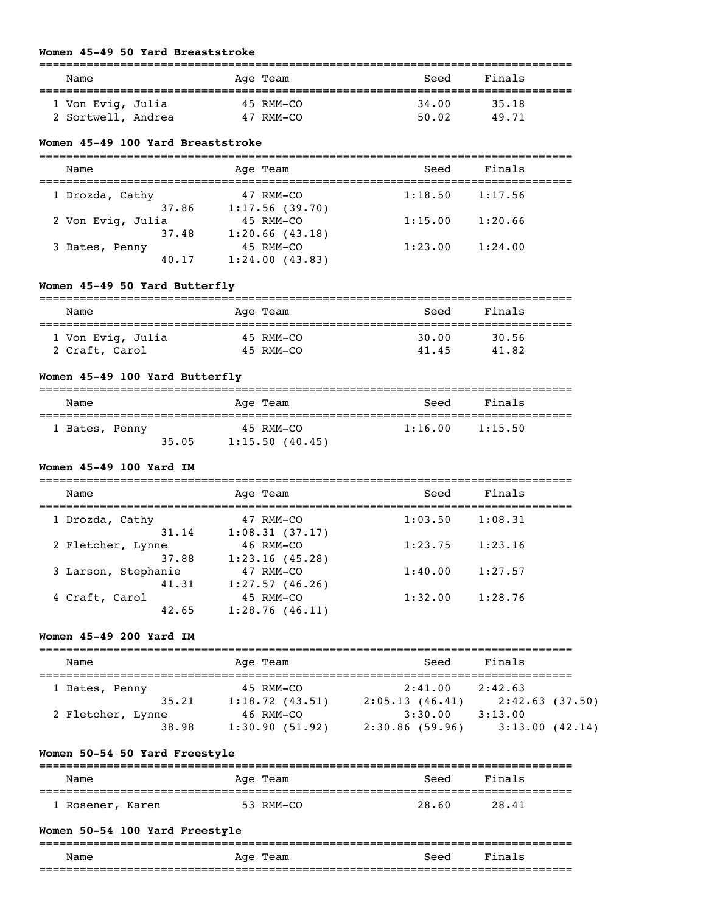### Women 45-49 50 Yard Breaststroke

| Name | Age | Team | Seed | Finals |
|---|---|---|---|---|
| 1 Von Evig, Julia | 45 | RMM-CO | 34.00 | 35.18 |
| 2 Sortwell, Andrea | 47 | RMM-CO | 50.02 | 49.71 |

### Women 45-49 100 Yard Breaststroke

| Name | Age | Team | Seed | Finals |
|---|---|---|---|---|
| 1 Drozda, Cathy | 47 | RMM-CO | 1:18.50 | 1:17.56 |
| 37.86 | | 1:17.56 (39.70) | | |
| 2 Von Evig, Julia | 45 | RMM-CO | 1:15.00 | 1:20.66 |
| 37.48 | | 1:20.66 (43.18) | | |
| 3 Bates, Penny | 45 | RMM-CO | 1:23.00 | 1:24.00 |
| 40.17 | | 1:24.00 (43.83) | | |

### Women 45-49 50 Yard Butterfly

| Name | Age | Team | Seed | Finals |
|---|---|---|---|---|
| 1 Von Evig, Julia | 45 | RMM-CO | 30.00 | 30.56 |
| 2 Craft, Carol | 45 | RMM-CO | 41.45 | 41.82 |

### Women 45-49 100 Yard Butterfly

| Name | Age | Team | Seed | Finals |
|---|---|---|---|---|
| 1 Bates, Penny | 45 | RMM-CO | 1:16.00 | 1:15.50 |
| 35.05 | | 1:15.50 (40.45) | | |

### Women 45-49 100 Yard IM

| Name | Age | Team | Seed | Finals |
|---|---|---|---|---|
| 1 Drozda, Cathy | 47 | RMM-CO | 1:03.50 | 1:08.31 |
| 31.14 | | 1:08.31 (37.17) | | |
| 2 Fletcher, Lynne | 46 | RMM-CO | 1:23.75 | 1:23.16 |
| 37.88 | | 1:23.16 (45.28) | | |
| 3 Larson, Stephanie | 47 | RMM-CO | 1:40.00 | 1:27.57 |
| 41.31 | | 1:27.57 (46.26) | | |
| 4 Craft, Carol | 45 | RMM-CO | 1:32.00 | 1:28.76 |
| 42.65 | | 1:28.76 (46.11) | | |

### Women 45-49 200 Yard IM

| Name | Age | Team | Seed | Finals | |
|---|---|---|---|---|---|
| 1 Bates, Penny | 45 | RMM-CO | 2:41.00 | 2:42.63 | |
| 35.21 | | 1:18.72 (43.51) | 2:05.13 (46.41) | | 2:42.63 (37.50) |
| 2 Fletcher, Lynne | 46 | RMM-CO | 3:30.00 | 3:13.00 | |
| 38.98 | | 1:30.90 (51.92) | 2:30.86 (59.96) | | 3:13.00 (42.14) |

### Women 50-54 50 Yard Freestyle

| Name | Age | Team | Seed | Finals |
|---|---|---|---|---|
| 1 Rosener, Karen | 53 | RMM-CO | 28.60 | 28.41 |

### Women 50-54 100 Yard Freestyle

| Name | Age | Team | Seed | Finals |
|---|---|---|---|---|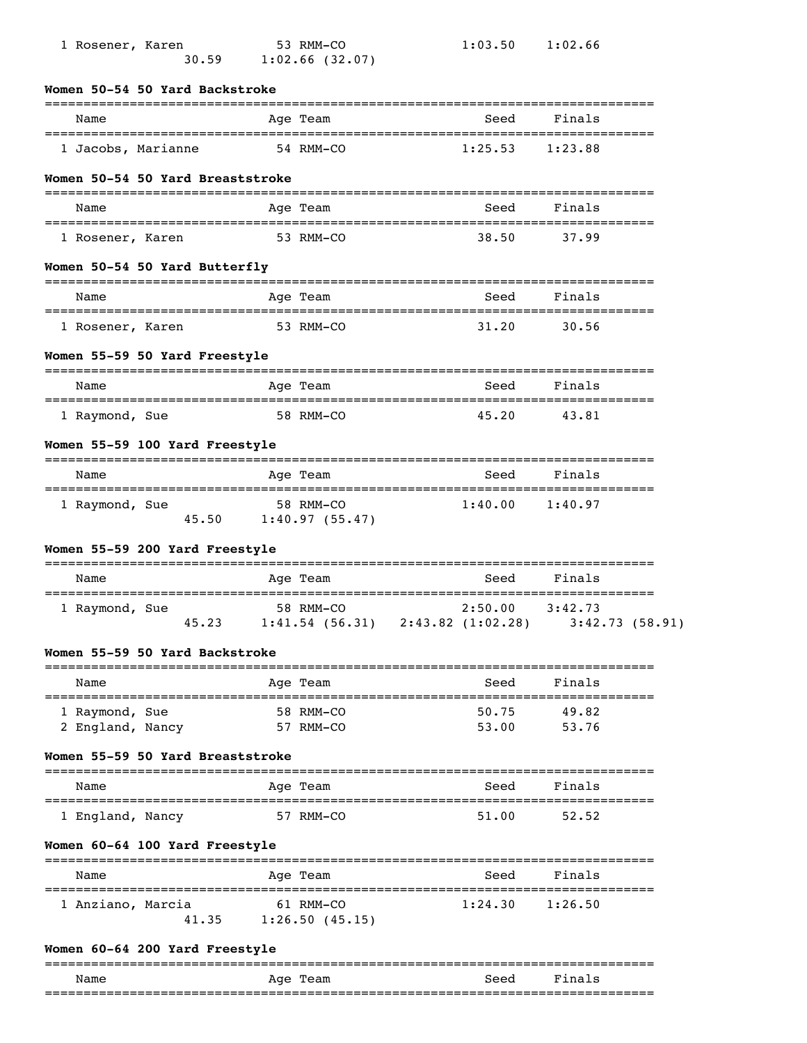| | | | | |
|---|---|---|---|---|
| 1 Rosener, Karen | 53 RMM-CO | | 1:03.50 | 1:02.66 |
| 30.59 | 1:02.66 (32.07) | | | |

### Women 50-54 50 Yard Backstroke

| Name | Age Team | Seed | Finals |
|---|---|---|---|
| 1 Jacobs, Marianne | 54 RMM-CO | 1:25.53 | 1:23.88 |

### Women 50-54 50 Yard Breaststroke

| Name | Age Team | Seed | Finals |
|---|---|---|---|
| 1 Rosener, Karen | 53 RMM-CO | 38.50 | 37.99 |

### Women 50-54 50 Yard Butterfly

| Name | Age Team | Seed | Finals |
|---|---|---|---|
| 1 Rosener, Karen | 53 RMM-CO | 31.20 | 30.56 |

### Women 55-59 50 Yard Freestyle

| Name | Age Team | Seed | Finals |
|---|---|---|---|
| 1 Raymond, Sue | 58 RMM-CO | 45.20 | 43.81 |

### Women 55-59 100 Yard Freestyle

| Name | Age Team | Seed | Finals |
|---|---|---|---|
| 1 Raymond, Sue | 58 RMM-CO | 1:40.00 | 1:40.97 |
| 45.50 | 1:40.97 (55.47) | | |

### Women 55-59 200 Yard Freestyle

| Name | Age Team | Seed | Finals | |
|---|---|---|---|---|
| 1 Raymond, Sue | 58 RMM-CO | 2:50.00 | 3:42.73 | |
| 45.23 | 1:41.54 (56.31) | 2:43.82 (1:02.28) | | 3:42.73 (58.91) |

### Women 55-59 50 Yard Backstroke

| Name | Age Team | Seed | Finals |
|---|---|---|---|
| 1 Raymond, Sue | 58 RMM-CO | 50.75 | 49.82 |
| 2 England, Nancy | 57 RMM-CO | 53.00 | 53.76 |

### Women 55-59 50 Yard Breaststroke

| Name | Age Team | Seed | Finals |
|---|---|---|---|
| 1 England, Nancy | 57 RMM-CO | 51.00 | 52.52 |

### Women 60-64 100 Yard Freestyle

| Name | Age Team | Seed | Finals |
|---|---|---|---|
| 1 Anziano, Marcia | 61 RMM-CO | 1:24.30 | 1:26.50 |
| 41.35 | 1:26.50 (45.15) | | |

### Women 60-64 200 Yard Freestyle

| Name | Age Team | Seed | Finals |
|---|---|---|---|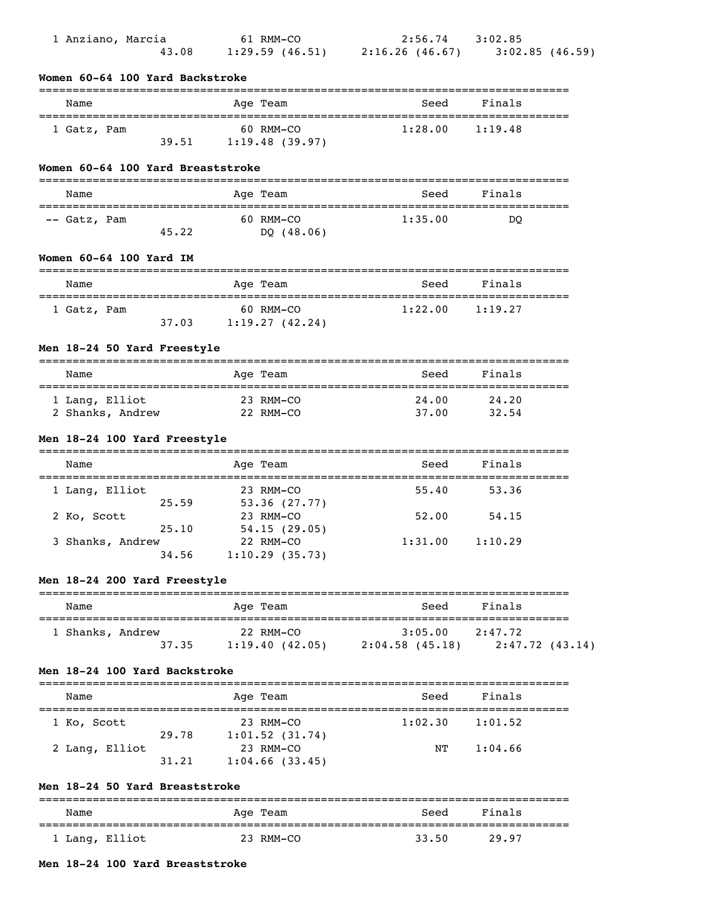| | Name | Age | Team | Seed | Finals |
|---|---|---|---|---|---|
| 1 | Anziano, Marcia | 61 | RMM-CO | 2:56.74 | 3:02.85 |
| | 43.08 | 1:29.59 (46.51) | 2:16.26 (46.67) | 3:02.85 (46.59) | |

### Women 60-64 100 Yard Backstroke

| | Name | Age | Team | Seed | Finals |
|---|---|---|---|---|---|
| 1 | Gatz, Pam | 60 | RMM-CO | 1:28.00 | 1:19.48 |
| | 39.51 | 1:19.48 (39.97) | | | |

### Women 60-64 100 Yard Breaststroke

| | Name | Age | Team | Seed | Finals |
|---|---|---|---|---|---|
| -- | Gatz, Pam | 60 | RMM-CO | 1:35.00 | DQ |
| | 45.22 | DQ (48.06) | | | |

### Women 60-64 100 Yard IM

| | Name | Age | Team | Seed | Finals |
|---|---|---|---|---|---|
| 1 | Gatz, Pam | 60 | RMM-CO | 1:22.00 | 1:19.27 |
| | 37.03 | 1:19.27 (42.24) | | | |

### Men 18-24 50 Yard Freestyle

| | Name | Age | Team | Seed | Finals |
|---|---|---|---|---|---|
| 1 | Lang, Elliot | 23 | RMM-CO | 24.00 | 24.20 |
| 2 | Shanks, Andrew | 22 | RMM-CO | 37.00 | 32.54 |

### Men 18-24 100 Yard Freestyle

| | Name | Age | Team | Seed | Finals |
|---|---|---|---|---|---|
| 1 | Lang, Elliot | 23 | RMM-CO | 55.40 | 53.36 |
| | 25.59 | 53.36 (27.77) | | | |
| 2 | Ko, Scott | 23 | RMM-CO | 52.00 | 54.15 |
| | 25.10 | 54.15 (29.05) | | | |
| 3 | Shanks, Andrew | 22 | RMM-CO | 1:31.00 | 1:10.29 |
| | 34.56 | 1:10.29 (35.73) | | | |

### Men 18-24 200 Yard Freestyle

| | Name | Age | Team | Seed | Finals |
|---|---|---|---|---|---|
| 1 | Shanks, Andrew | 22 | RMM-CO | 3:05.00 | 2:47.72 |
| | 37.35 | 1:19.40 (42.05) | 2:04.58 (45.18) | 2:47.72 (43.14) | |

### Men 18-24 100 Yard Backstroke

| | Name | Age | Team | Seed | Finals |
|---|---|---|---|---|---|
| 1 | Ko, Scott | 23 | RMM-CO | 1:02.30 | 1:01.52 |
| | 29.78 | 1:01.52 (31.74) | | | |
| 2 | Lang, Elliot | 23 | RMM-CO | NT | 1:04.66 |
| | 31.21 | 1:04.66 (33.45) | | | |

### Men 18-24 50 Yard Breaststroke

| | Name | Age | Team | Seed | Finals |
|---|---|---|---|---|---|
| 1 | Lang, Elliot | 23 | RMM-CO | 33.50 | 29.97 |

### Men 18-24 100 Yard Breaststroke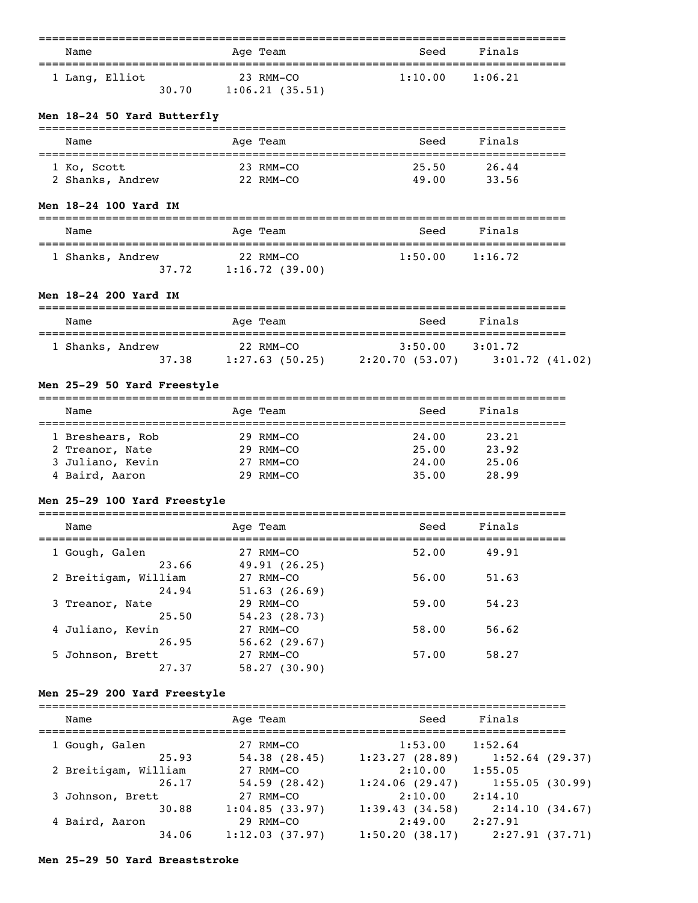| Name | Age | Team | Seed | Finals |
|---|---|---|---|---|
| 1 Lang, Elliot | 23 | RMM-CO | 1:10.00 | 1:06.21 |
| 30.70 | 1:06.21 (35.51) | | | |

### Men 18-24 50 Yard Butterfly

| Name | Age | Team | Seed | Finals |
|---|---|---|---|---|
| 1 Ko, Scott | 23 | RMM-CO | 25.50 | 26.44 |
| 2 Shanks, Andrew | 22 | RMM-CO | 49.00 | 33.56 |

### Men 18-24 100 Yard IM

| Name | Age | Team | Seed | Finals |
|---|---|---|---|---|
| 1 Shanks, Andrew | 22 | RMM-CO | 1:50.00 | 1:16.72 |
| 37.72 | 1:16.72 (39.00) | | | |

### Men 18-24 200 Yard IM

| Name | Age | Team | Seed | Finals |
|---|---|---|---|---|
| 1 Shanks, Andrew | 22 | RMM-CO | 3:50.00 | 3:01.72 |
| 37.38 | 1:27.63 (50.25) | 2:20.70 (53.07) | 3:01.72 (41.02) | |

### Men 25-29 50 Yard Freestyle

| Name | Age | Team | Seed | Finals |
|---|---|---|---|---|
| 1 Breshears, Rob | 29 | RMM-CO | 24.00 | 23.21 |
| 2 Treanor, Nate | 29 | RMM-CO | 25.00 | 23.92 |
| 3 Juliano, Kevin | 27 | RMM-CO | 24.00 | 25.06 |
| 4 Baird, Aaron | 29 | RMM-CO | 35.00 | 28.99 |

### Men 25-29 100 Yard Freestyle

| Name | Age | Team | Seed | Finals |
|---|---|---|---|---|
| 1 Gough, Galen | 27 | RMM-CO | 52.00 | 49.91 |
| 23.66 | 49.91 (26.25) | | | |
| 2 Breitigam, William | 27 | RMM-CO | 56.00 | 51.63 |
| 24.94 | 51.63 (26.69) | | | |
| 3 Treanor, Nate | 29 | RMM-CO | 59.00 | 54.23 |
| 25.50 | 54.23 (28.73) | | | |
| 4 Juliano, Kevin | 27 | RMM-CO | 58.00 | 56.62 |
| 26.95 | 56.62 (29.67) | | | |
| 5 Johnson, Brett | 27 | RMM-CO | 57.00 | 58.27 |
| 27.37 | 58.27 (30.90) | | | |

### Men 25-29 200 Yard Freestyle

| Name | Age | Team | Seed | Finals |
|---|---|---|---|---|
| 1 Gough, Galen | 27 | RMM-CO | 1:53.00 | 1:52.64 |
| 25.93 | 54.38 (28.45) | 1:23.27 (28.89) | 1:52.64 (29.37) | |
| 2 Breitigam, William | 27 | RMM-CO | 2:10.00 | 1:55.05 |
| 26.17 | 54.59 (28.42) | 1:24.06 (29.47) | 1:55.05 (30.99) | |
| 3 Johnson, Brett | 27 | RMM-CO | 2:10.00 | 2:14.10 |
| 30.88 | 1:04.85 (33.97) | 1:39.43 (34.58) | 2:14.10 (34.67) | |
| 4 Baird, Aaron | 29 | RMM-CO | 2:49.00 | 2:27.91 |
| 34.06 | 1:12.03 (37.97) | 1:50.20 (38.17) | 2:27.91 (37.71) | |

### Men 25-29 50 Yard Breaststroke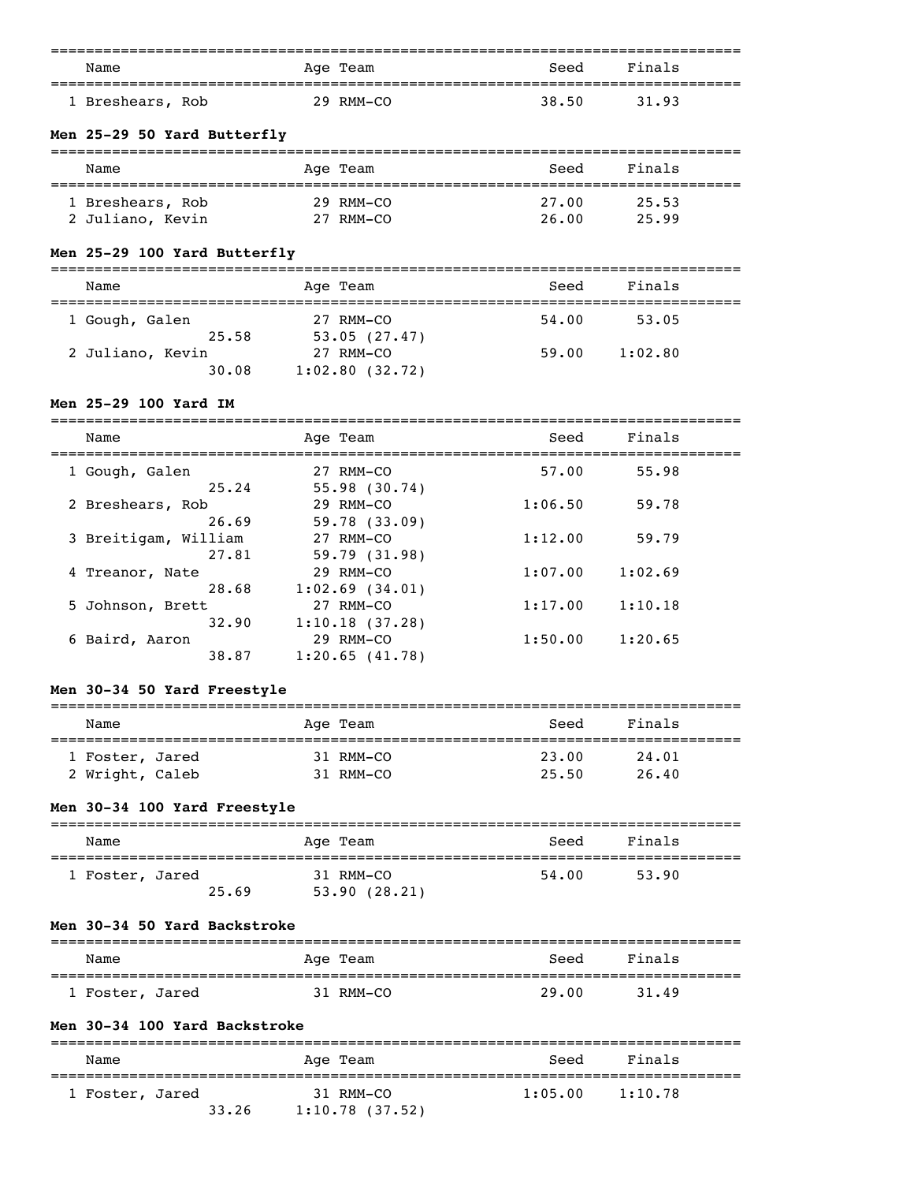| Name | Age | Team | Seed | Finals |
|---|---|---|---|---|
| 1 Breshears, Rob | 29 | RMM-CO | 38.50 | 31.93 |

**Men 25-29 50 Yard Butterfly**

| Name | Age | Team | Seed | Finals |
|---|---|---|---|---|
| 1 Breshears, Rob | 29 | RMM-CO | 27.00 | 25.53 |
| 2 Juliano, Kevin | 27 | RMM-CO | 26.00 | 25.99 |

**Men 25-29 100 Yard Butterfly**

| Name | Age | Team | Seed | Finals |
|---|---|---|---|---|
| 1 Gough, Galen | 27 | RMM-CO | 54.00 | 53.05 |
| 25.58 | | 53.05 (27.47) | | |
| 2 Juliano, Kevin | 27 | RMM-CO | 59.00 | 1:02.80 |
| 30.08 | | 1:02.80 (32.72) | | |

**Men 25-29 100 Yard IM**

| Name | Age | Team | Seed | Finals |
|---|---|---|---|---|
| 1 Gough, Galen | 27 | RMM-CO | 57.00 | 55.98 |
| 25.24 | | 55.98 (30.74) | | |
| 2 Breshears, Rob | 29 | RMM-CO | 1:06.50 | 59.78 |
| 26.69 | | 59.78 (33.09) | | |
| 3 Breitigam, William | 27 | RMM-CO | 1:12.00 | 59.79 |
| 27.81 | | 59.79 (31.98) | | |
| 4 Treanor, Nate | 29 | RMM-CO | 1:07.00 | 1:02.69 |
| 28.68 | | 1:02.69 (34.01) | | |
| 5 Johnson, Brett | 27 | RMM-CO | 1:17.00 | 1:10.18 |
| 32.90 | | 1:10.18 (37.28) | | |
| 6 Baird, Aaron | 29 | RMM-CO | 1:50.00 | 1:20.65 |
| 38.87 | | 1:20.65 (41.78) | | |

**Men 30-34 50 Yard Freestyle**

| Name | Age | Team | Seed | Finals |
|---|---|---|---|---|
| 1 Foster, Jared | 31 | RMM-CO | 23.00 | 24.01 |
| 2 Wright, Caleb | 31 | RMM-CO | 25.50 | 26.40 |

**Men 30-34 100 Yard Freestyle**

| Name | Age | Team | Seed | Finals |
|---|---|---|---|---|
| 1 Foster, Jared | 31 | RMM-CO | 54.00 | 53.90 |
| 25.69 | | 53.90 (28.21) | | |

**Men 30-34 50 Yard Backstroke**

| Name | Age | Team | Seed | Finals |
|---|---|---|---|---|
| 1 Foster, Jared | 31 | RMM-CO | 29.00 | 31.49 |

**Men 30-34 100 Yard Backstroke**

| Name | Age | Team | Seed | Finals |
|---|---|---|---|---|
| 1 Foster, Jared | 31 | RMM-CO | 1:05.00 | 1:10.78 |
| 33.26 | | 1:10.78 (37.52) | | |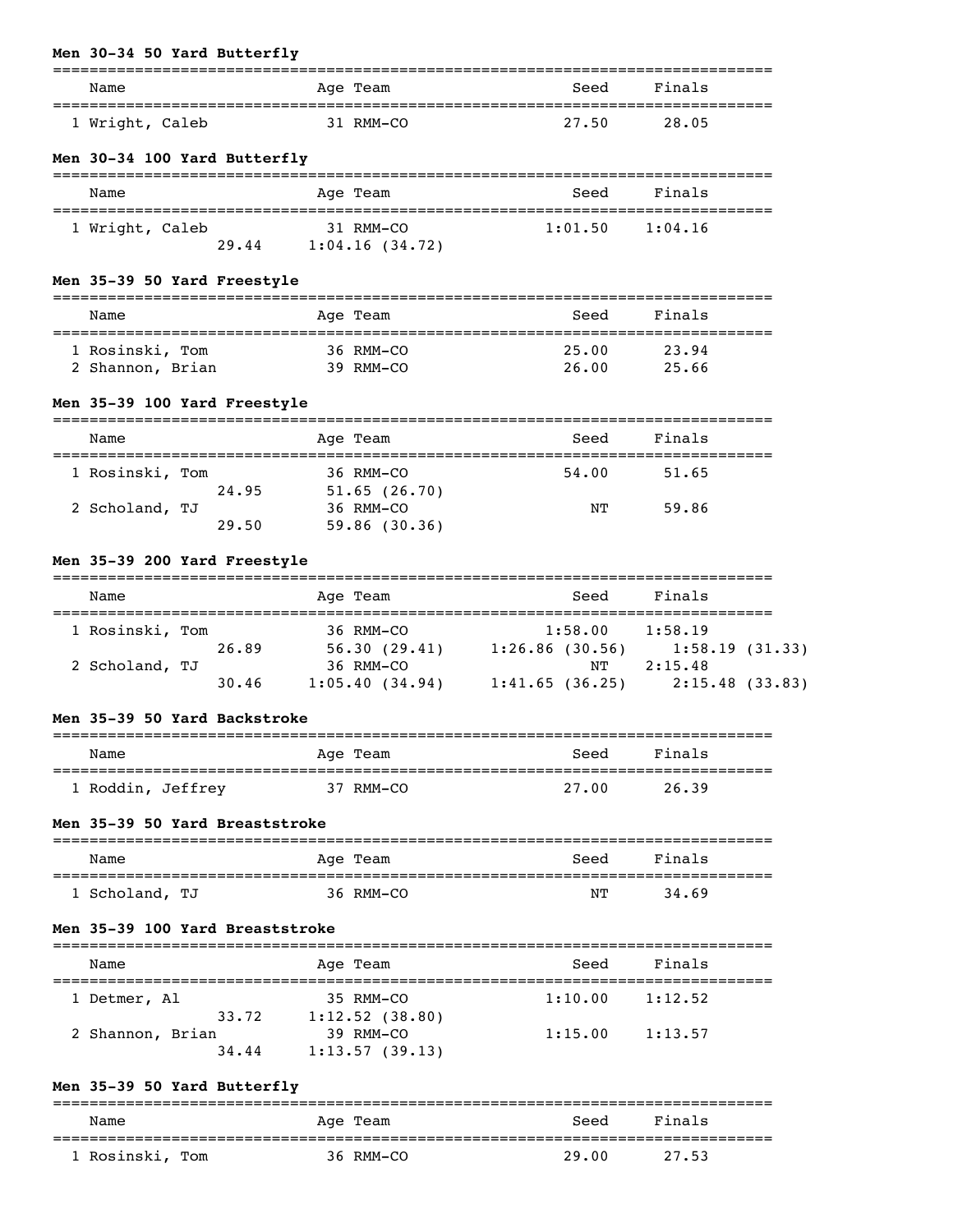#### Men 30-34 50 Yard Butterfly

| | Name | Age | Team | Seed | Finals |
|---|---|---|---|---|---|
| 1 | Wright, Caleb | 31 | RMM-CO | 27.50 | 28.05 |

#### Men 30-34 100 Yard Butterfly

| | Name | Age | Team | Seed | Finals |
|---|---|---|---|---|---|
| 1 | Wright, Caleb | 31 | RMM-CO | 1:01.50 | 1:04.16 |
| | 29.44 | | 1:04.16 (34.72) | | |

#### Men 35-39 50 Yard Freestyle

| | Name | Age | Team | Seed | Finals |
|---|---|---|---|---|---|
| 1 | Rosinski, Tom | 36 | RMM-CO | 25.00 | 23.94 |
| 2 | Shannon, Brian | 39 | RMM-CO | 26.00 | 25.66 |

#### Men 35-39 100 Yard Freestyle

| | Name | Age | Team | Seed | Finals |
|---|---|---|---|---|---|
| 1 | Rosinski, Tom | 36 | RMM-CO | 54.00 | 51.65 |
| | 24.95 | | 51.65 (26.70) | | |
| 2 | Scholand, TJ | 36 | RMM-CO | NT | 59.86 |
| | 29.50 | | 59.86 (30.36) | | |

#### Men 35-39 200 Yard Freestyle

| | Name | Age | Team | Seed | Finals | |
|---|---|---|---|---|---|---|
| 1 | Rosinski, Tom | 36 | RMM-CO | 1:58.00 | 1:58.19 | |
| | 26.89 | | 56.30 (29.41) | 1:26.86 (30.56) | | 1:58.19 (31.33) |
| 2 | Scholand, TJ | 36 | RMM-CO | NT | 2:15.48 | |
| | 30.46 | | 1:05.40 (34.94) | 1:41.65 (36.25) | | 2:15.48 (33.83) |

#### Men 35-39 50 Yard Backstroke

| | Name | Age | Team | Seed | Finals |
|---|---|---|---|---|---|
| 1 | Roddin, Jeffrey | 37 | RMM-CO | 27.00 | 26.39 |

#### Men 35-39 50 Yard Breaststroke

| | Name | Age | Team | Seed | Finals |
|---|---|---|---|---|---|
| 1 | Scholand, TJ | 36 | RMM-CO | NT | 34.69 |

#### Men 35-39 100 Yard Breaststroke

| | Name | Age | Team | Seed | Finals |
|---|---|---|---|---|---|
| 1 | Detmer, Al | 35 | RMM-CO | 1:10.00 | 1:12.52 |
| | 33.72 | | 1:12.52 (38.80) | | |
| 2 | Shannon, Brian | 39 | RMM-CO | 1:15.00 | 1:13.57 |
| | 34.44 | | 1:13.57 (39.13) | | |

#### Men 35-39 50 Yard Butterfly

| | Name | Age | Team | Seed | Finals |
|---|---|---|---|---|---|
| 1 | Rosinski, Tom | 36 | RMM-CO | 29.00 | 27.53 |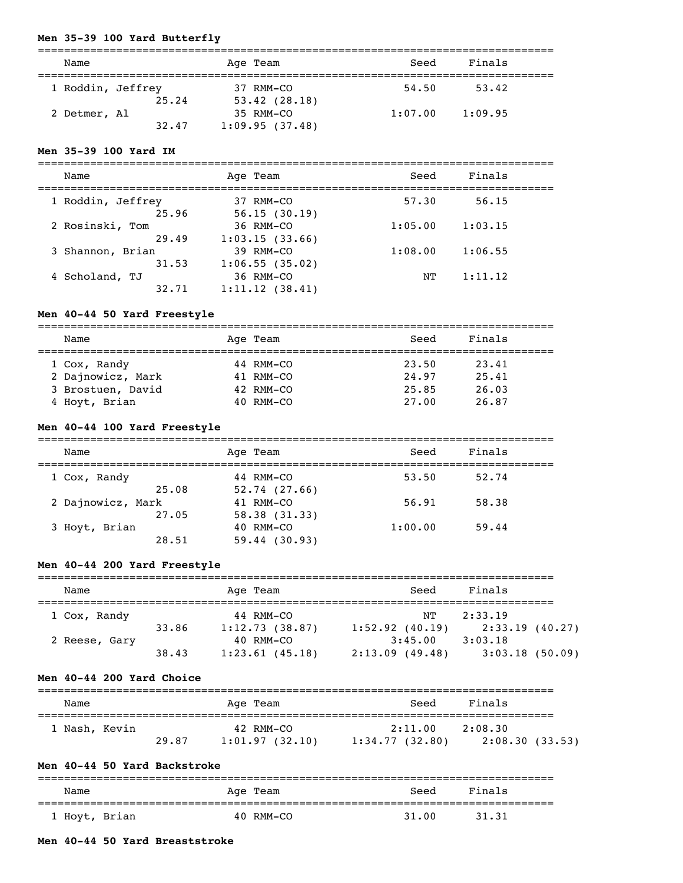**Men 35-39 100 Yard Butterfly**

| Name | Age | Team | Seed | Finals |
|---|---|---|---|---|
| 1 Roddin, Jeffrey | 37 | RMM-CO | 54.50 | 53.42 |
| 25.24 | | 53.42 (28.18) | | |
| 2 Detmer, Al | 35 | RMM-CO | 1:07.00 | 1:09.95 |
| 32.47 | | 1:09.95 (37.48) | | |

**Men 35-39 100 Yard IM**

| Name | Age | Team | Seed | Finals |
|---|---|---|---|---|
| 1 Roddin, Jeffrey | 37 | RMM-CO | 57.30 | 56.15 |
| 25.96 | | 56.15 (30.19) | | |
| 2 Rosinski, Tom | 36 | RMM-CO | 1:05.00 | 1:03.15 |
| 29.49 | | 1:03.15 (33.66) | | |
| 3 Shannon, Brian | 39 | RMM-CO | 1:08.00 | 1:06.55 |
| 31.53 | | 1:06.55 (35.02) | | |
| 4 Scholand, TJ | 36 | RMM-CO | NT | 1:11.12 |
| 32.71 | | 1:11.12 (38.41) | | |

**Men 40-44 50 Yard Freestyle**

| Name | Age | Team | Seed | Finals |
|---|---|---|---|---|
| 1 Cox, Randy | 44 | RMM-CO | 23.50 | 23.41 |
| 2 Dajnowicz, Mark | 41 | RMM-CO | 24.97 | 25.41 |
| 3 Brostuen, David | 42 | RMM-CO | 25.85 | 26.03 |
| 4 Hoyt, Brian | 40 | RMM-CO | 27.00 | 26.87 |

**Men 40-44 100 Yard Freestyle**

| Name | Age | Team | Seed | Finals |
|---|---|---|---|---|
| 1 Cox, Randy | 44 | RMM-CO | 53.50 | 52.74 |
| 25.08 | | 52.74 (27.66) | | |
| 2 Dajnowicz, Mark | 41 | RMM-CO | 56.91 | 58.38 |
| 27.05 | | 58.38 (31.33) | | |
| 3 Hoyt, Brian | 40 | RMM-CO | 1:00.00 | 59.44 |
| 28.51 | | 59.44 (30.93) | | |

**Men 40-44 200 Yard Freestyle**

| Name | Age | Team | Seed | Finals |
|---|---|---|---|---|
| 1 Cox, Randy | 44 | RMM-CO | NT | 2:33.19 |
| 33.86 | | 1:12.73 (38.87) | 1:52.92 (40.19) | 2:33.19 (40.27) |
| 2 Reese, Gary | 40 | RMM-CO | 3:45.00 | 3:03.18 |
| 38.43 | | 1:23.61 (45.18) | 2:13.09 (49.48) | 3:03.18 (50.09) |

**Men 40-44 200 Yard Choice**

| Name | Age | Team | Seed | Finals |
|---|---|---|---|---|
| 1 Nash, Kevin | 42 | RMM-CO | 2:11.00 | 2:08.30 |
| 29.87 | | 1:01.97 (32.10) | 1:34.77 (32.80) | 2:08.30 (33.53) |

**Men 40-44 50 Yard Backstroke**

| Name | Age | Team | Seed | Finals |
|---|---|---|---|---|
| 1 Hoyt, Brian | 40 | RMM-CO | 31.00 | 31.31 |

**Men 40-44 50 Yard Breaststroke**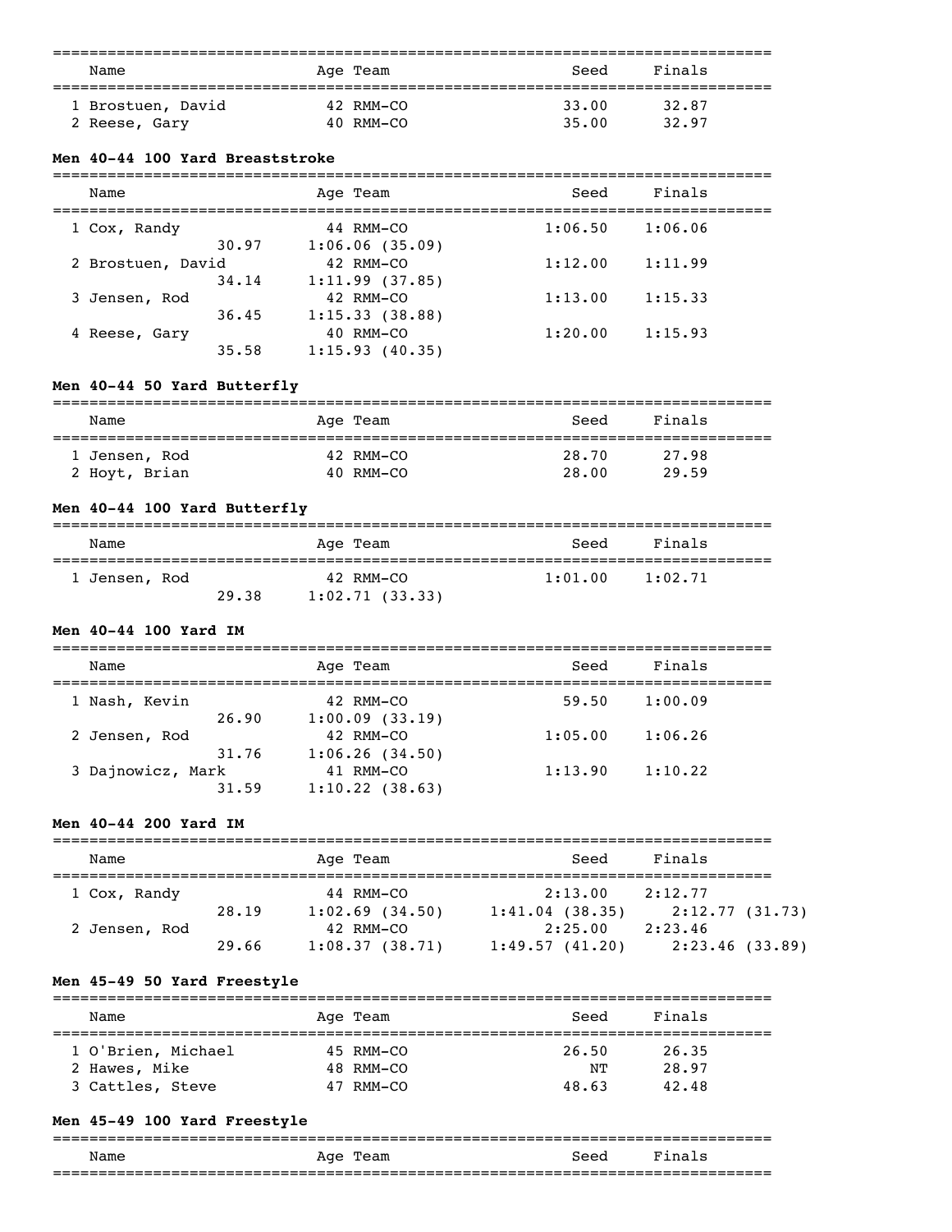| Name | Age | Team | Seed | Finals |
|---|---|---|---|---|
| 1 Brostuen, David | 42 | RMM-CO | 33.00 | 32.87 |
| 2 Reese, Gary | 40 | RMM-CO | 35.00 | 32.97 |

**Men 40-44 100 Yard Breaststroke**

| Name | Age | Team | Seed | Finals |
|---|---|---|---|---|
| 1 Cox, Randy | 44 | RMM-CO | 1:06.50 | 1:06.06 |
| 30.97 | | 1:06.06 (35.09) | | |
| 2 Brostuen, David | 42 | RMM-CO | 1:12.00 | 1:11.99 |
| 34.14 | | 1:11.99 (37.85) | | |
| 3 Jensen, Rod | 42 | RMM-CO | 1:13.00 | 1:15.33 |
| 36.45 | | 1:15.33 (38.88) | | |
| 4 Reese, Gary | 40 | RMM-CO | 1:20.00 | 1:15.93 |
| 35.58 | | 1:15.93 (40.35) | | |

**Men 40-44 50 Yard Butterfly**

| Name | Age | Team | Seed | Finals |
|---|---|---|---|---|
| 1 Jensen, Rod | 42 | RMM-CO | 28.70 | 27.98 |
| 2 Hoyt, Brian | 40 | RMM-CO | 28.00 | 29.59 |

**Men 40-44 100 Yard Butterfly**

| Name | Age | Team | Seed | Finals |
|---|---|---|---|---|
| 1 Jensen, Rod | 42 | RMM-CO | 1:01.00 | 1:02.71 |
| 29.38 | | 1:02.71 (33.33) | | |

**Men 40-44 100 Yard IM**

| Name | Age | Team | Seed | Finals |
|---|---|---|---|---|
| 1 Nash, Kevin | 42 | RMM-CO | 59.50 | 1:00.09 |
| 26.90 | | 1:00.09 (33.19) | | |
| 2 Jensen, Rod | 42 | RMM-CO | 1:05.00 | 1:06.26 |
| 31.76 | | 1:06.26 (34.50) | | |
| 3 Dajnowicz, Mark | 41 | RMM-CO | 1:13.90 | 1:10.22 |
| 31.59 | | 1:10.22 (38.63) | | |

**Men 40-44 200 Yard IM**

| Name | Age | Team | Seed | Finals |
|---|---|---|---|---|
| 1 Cox, Randy | 44 | RMM-CO | 2:13.00 | 2:12.77 |
| 28.19 | | 1:02.69 (34.50) | 1:41.04 (38.35) | 2:12.77 (31.73) |
| 2 Jensen, Rod | 42 | RMM-CO | 2:25.00 | 2:23.46 |
| 29.66 | | 1:08.37 (38.71) | 1:49.57 (41.20) | 2:23.46 (33.89) |

**Men 45-49 50 Yard Freestyle**

| Name | Age | Team | Seed | Finals |
|---|---|---|---|---|
| 1 O'Brien, Michael | 45 | RMM-CO | 26.50 | 26.35 |
| 2 Hawes, Mike | 48 | RMM-CO | NT | 28.97 |
| 3 Cattles, Steve | 47 | RMM-CO | 48.63 | 42.48 |

**Men 45-49 100 Yard Freestyle**

| Name | Age | Team | Seed | Finals |
|---|---|---|---|---|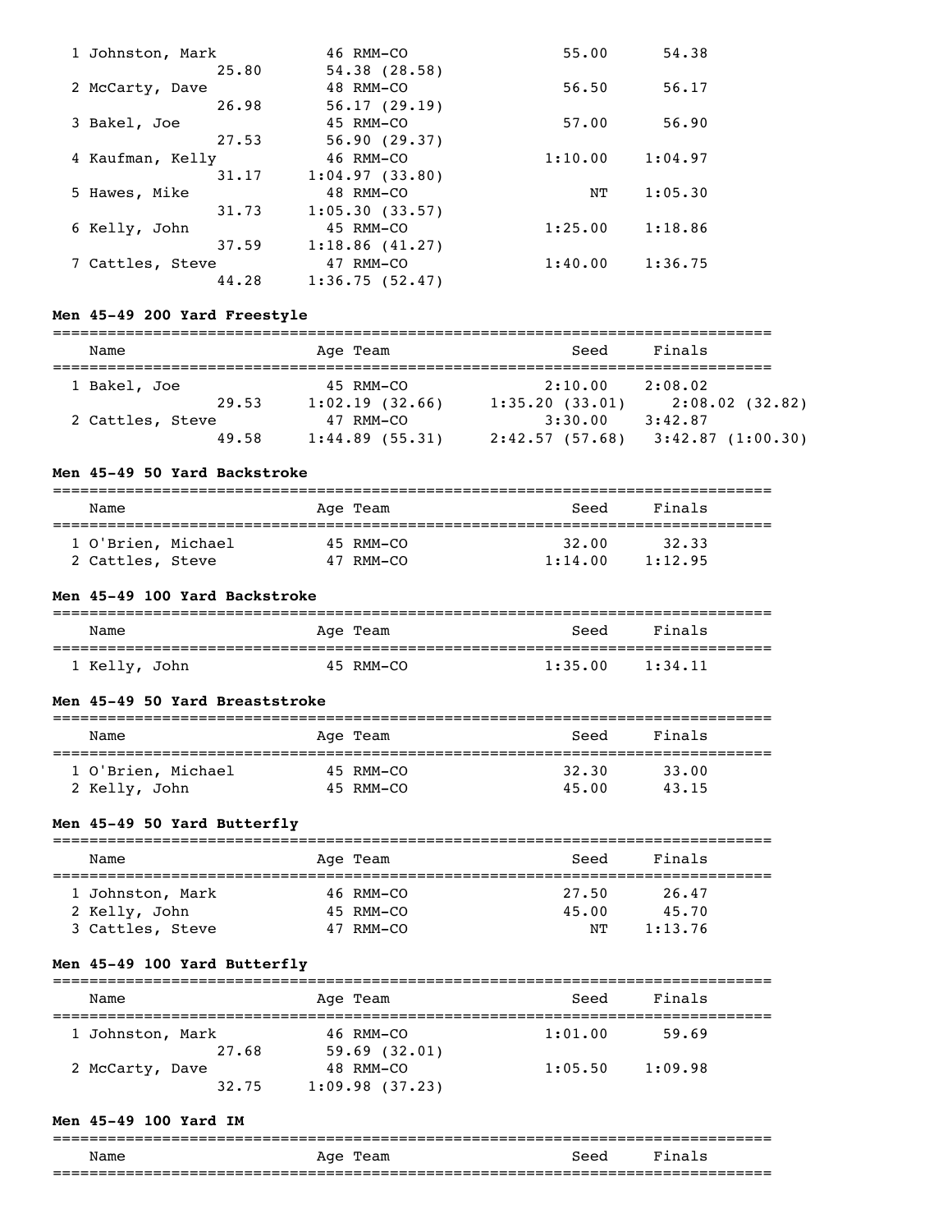| Name | Age | Team | Seed | Finals |
|---|---|---|---|---|
| 1 Johnston, Mark | 46 | RMM-CO | 55.00 | 54.38 |
| 25.80 | 54.38 (28.58) | | | |
| 2 McCarty, Dave | 48 | RMM-CO | 56.50 | 56.17 |
| 26.98 | 56.17 (29.19) | | | |
| 3 Bakel, Joe | 45 | RMM-CO | 57.00 | 56.90 |
| 27.53 | 56.90 (29.37) | | | |
| 4 Kaufman, Kelly | 46 | RMM-CO | 1:10.00 | 1:04.97 |
| 31.17 | 1:04.97 (33.80) | | | |
| 5 Hawes, Mike | 48 | RMM-CO | NT | 1:05.30 |
| 31.73 | 1:05.30 (33.57) | | | |
| 6 Kelly, John | 45 | RMM-CO | 1:25.00 | 1:18.86 |
| 37.59 | 1:18.86 (41.27) | | | |
| 7 Cattles, Steve | 47 | RMM-CO | 1:40.00 | 1:36.75 |
| 44.28 | 1:36.75 (52.47) | | | |

**Men 45-49 200 Yard Freestyle**

| Name | Age | Team | Seed | Finals |
|---|---|---|---|---|
| 1 Bakel, Joe | 45 | RMM-CO | 2:10.00 | 2:08.02 |
| 29.53 | 1:02.19 (32.66) | | 1:35.20 (33.01) | 2:08.02 (32.82) |
| 2 Cattles, Steve | 47 | RMM-CO | 3:30.00 | 3:42.87 |
| 49.58 | 1:44.89 (55.31) | | 2:42.57 (57.68) | 3:42.87 (1:00.30) |

**Men 45-49 50 Yard Backstroke**

| Name | Age | Team | Seed | Finals |
|---|---|---|---|---|
| 1 O'Brien, Michael | 45 | RMM-CO | 32.00 | 32.33 |
| 2 Cattles, Steve | 47 | RMM-CO | 1:14.00 | 1:12.95 |

**Men 45-49 100 Yard Backstroke**

| Name | Age | Team | Seed | Finals |
|---|---|---|---|---|
| 1 Kelly, John | 45 | RMM-CO | 1:35.00 | 1:34.11 |

**Men 45-49 50 Yard Breaststroke**

| Name | Age | Team | Seed | Finals |
|---|---|---|---|---|
| 1 O'Brien, Michael | 45 | RMM-CO | 32.30 | 33.00 |
| 2 Kelly, John | 45 | RMM-CO | 45.00 | 43.15 |

**Men 45-49 50 Yard Butterfly**

| Name | Age | Team | Seed | Finals |
|---|---|---|---|---|
| 1 Johnston, Mark | 46 | RMM-CO | 27.50 | 26.47 |
| 2 Kelly, John | 45 | RMM-CO | 45.00 | 45.70 |
| 3 Cattles, Steve | 47 | RMM-CO | NT | 1:13.76 |

**Men 45-49 100 Yard Butterfly**

| Name | Age | Team | Seed | Finals |
|---|---|---|---|---|
| 1 Johnston, Mark | 46 | RMM-CO | 1:01.00 | 59.69 |
| 27.68 | 59.69 (32.01) | | | |
| 2 McCarty, Dave | 48 | RMM-CO | 1:05.50 | 1:09.98 |
| 32.75 | 1:09.98 (37.23) | | | |

**Men 45-49 100 Yard IM**

| Name | Age | Team | Seed | Finals |
|---|---|---|---|---|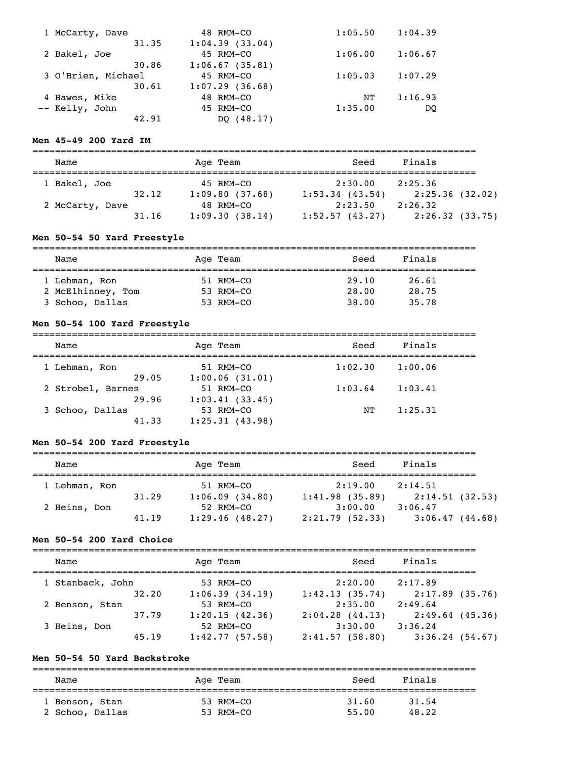| Name | Age | Team | Seed | Finals |
|---|---|---|---|---|
| 1 McCarty, Dave | 48 | RMM-CO | 1:05.50 | 1:04.39 |
| 31.35 | 1:04.39 (33.04) | | | |
| 2 Bakel, Joe | 45 | RMM-CO | 1:06.00 | 1:06.67 |
| 30.86 | 1:06.67 (35.81) | | | |
| 3 O'Brien, Michael | 45 | RMM-CO | 1:05.03 | 1:07.29 |
| 30.61 | 1:07.29 (36.68) | | | |
| 4 Hawes, Mike | 48 | RMM-CO | NT | 1:16.93 |
| -- Kelly, John | 45 | RMM-CO | 1:35.00 | DQ |
| 42.91 | DQ (48.17) | | | |

**Men 45-49 200 Yard IM**

| Name | Age | Team | Seed | Finals |
|---|---|---|---|---|
| 1 Bakel, Joe | 45 | RMM-CO | 2:30.00 | 2:25.36 |
| 32.12 | 1:09.80 (37.68) | 1:53.34 (43.54) | 2:25.36 (32.02) | |
| 2 McCarty, Dave | 48 | RMM-CO | 2:23.50 | 2:26.32 |
| 31.16 | 1:09.30 (38.14) | 1:52.57 (43.27) | 2:26.32 (33.75) | |

**Men 50-54 50 Yard Freestyle**

| Name | Age | Team | Seed | Finals |
|---|---|---|---|---|
| 1 Lehman, Ron | 51 | RMM-CO | 29.10 | 26.61 |
| 2 McElhinney, Tom | 53 | RMM-CO | 28.00 | 28.75 |
| 3 Schoo, Dallas | 53 | RMM-CO | 38.00 | 35.78 |

**Men 50-54 100 Yard Freestyle**

| Name | Age | Team | Seed | Finals |
|---|---|---|---|---|
| 1 Lehman, Ron | 51 | RMM-CO | 1:02.30 | 1:00.06 |
| 29.05 | 1:00.06 (31.01) | | | |
| 2 Strobel, Barnes | 51 | RMM-CO | 1:03.64 | 1:03.41 |
| 29.96 | 1:03.41 (33.45) | | | |
| 3 Schoo, Dallas | 53 | RMM-CO | NT | 1:25.31 |
| 41.33 | 1:25.31 (43.98) | | | |

**Men 50-54 200 Yard Freestyle**

| Name | Age | Team | Seed | Finals |
|---|---|---|---|---|
| 1 Lehman, Ron | 51 | RMM-CO | 2:19.00 | 2:14.51 |
| 31.29 | 1:06.09 (34.80) | 1:41.98 (35.89) | 2:14.51 (32.53) | |
| 2 Heins, Don | 52 | RMM-CO | 3:00.00 | 3:06.47 |
| 41.19 | 1:29.46 (48.27) | 2:21.79 (52.33) | 3:06.47 (44.68) | |

**Men 50-54 200 Yard Choice**

| Name | Age | Team | Seed | Finals |
|---|---|---|---|---|
| 1 Stanback, John | 53 | RMM-CO | 2:20.00 | 2:17.89 |
| 32.20 | 1:06.39 (34.19) | 1:42.13 (35.74) | 2:17.89 (35.76) | |
| 2 Benson, Stan | 53 | RMM-CO | 2:35.00 | 2:49.64 |
| 37.79 | 1:20.15 (42.36) | 2:04.28 (44.13) | 2:49.64 (45.36) | |
| 3 Heins, Don | 52 | RMM-CO | 3:30.00 | 3:36.24 |
| 45.19 | 1:42.77 (57.58) | 2:41.57 (58.80) | 3:36.24 (54.67) | |

**Men 50-54 50 Yard Backstroke**

| Name | Age | Team | Seed | Finals |
|---|---|---|---|---|
| 1 Benson, Stan | 53 | RMM-CO | 31.60 | 31.54 |
| 2 Schoo, Dallas | 53 | RMM-CO | 55.00 | 48.22 |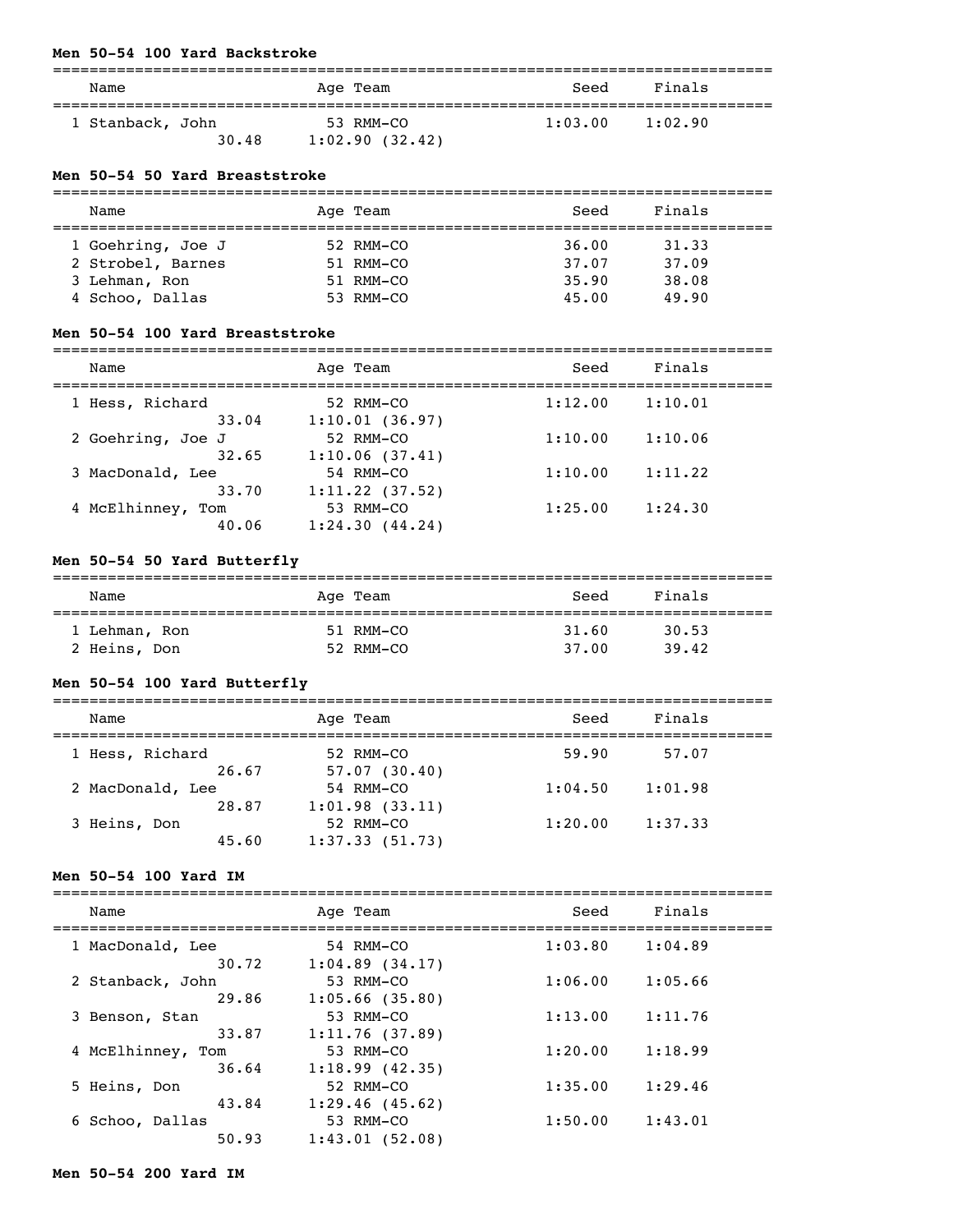**Men 50-54 100 Yard Backstroke**

| Name | Age | Team | Seed | Finals |
|---|---|---|---|---|
| 1 Stanback, John | 53 | RMM-CO | 1:03.00 | 1:02.90 |
| 30.48 | 1:02.90 (32.42) | | | |

**Men 50-54 50 Yard Breaststroke**

| Name | Age | Team | Seed | Finals |
|---|---|---|---|---|
| 1 Goehring, Joe J | 52 | RMM-CO | 36.00 | 31.33 |
| 2 Strobel, Barnes | 51 | RMM-CO | 37.07 | 37.09 |
| 3 Lehman, Ron | 51 | RMM-CO | 35.90 | 38.08 |
| 4 Schoo, Dallas | 53 | RMM-CO | 45.00 | 49.90 |

**Men 50-54 100 Yard Breaststroke**

| Name | Age | Team | Seed | Finals |
|---|---|---|---|---|
| 1 Hess, Richard | 52 | RMM-CO | 1:12.00 | 1:10.01 |
| 33.04 | 1:10.01 (36.97) | | | |
| 2 Goehring, Joe J | 52 | RMM-CO | 1:10.00 | 1:10.06 |
| 32.65 | 1:10.06 (37.41) | | | |
| 3 MacDonald, Lee | 54 | RMM-CO | 1:10.00 | 1:11.22 |
| 33.70 | 1:11.22 (37.52) | | | |
| 4 McElhinney, Tom | 53 | RMM-CO | 1:25.00 | 1:24.30 |
| 40.06 | 1:24.30 (44.24) | | | |

**Men 50-54 50 Yard Butterfly**

| Name | Age | Team | Seed | Finals |
|---|---|---|---|---|
| 1 Lehman, Ron | 51 | RMM-CO | 31.60 | 30.53 |
| 2 Heins, Don | 52 | RMM-CO | 37.00 | 39.42 |

**Men 50-54 100 Yard Butterfly**

| Name | Age | Team | Seed | Finals |
|---|---|---|---|---|
| 1 Hess, Richard | 52 | RMM-CO | 59.90 | 57.07 |
| 26.67 | 57.07 (30.40) | | | |
| 2 MacDonald, Lee | 54 | RMM-CO | 1:04.50 | 1:01.98 |
| 28.87 | 1:01.98 (33.11) | | | |
| 3 Heins, Don | 52 | RMM-CO | 1:20.00 | 1:37.33 |
| 45.60 | 1:37.33 (51.73) | | | |

**Men 50-54 100 Yard IM**

| Name | Age | Team | Seed | Finals |
|---|---|---|---|---|
| 1 MacDonald, Lee | 54 | RMM-CO | 1:03.80 | 1:04.89 |
| 30.72 | 1:04.89 (34.17) | | | |
| 2 Stanback, John | 53 | RMM-CO | 1:06.00 | 1:05.66 |
| 29.86 | 1:05.66 (35.80) | | | |
| 3 Benson, Stan | 53 | RMM-CO | 1:13.00 | 1:11.76 |
| 33.87 | 1:11.76 (37.89) | | | |
| 4 McElhinney, Tom | 53 | RMM-CO | 1:20.00 | 1:18.99 |
| 36.64 | 1:18.99 (42.35) | | | |
| 5 Heins, Don | 52 | RMM-CO | 1:35.00 | 1:29.46 |
| 43.84 | 1:29.46 (45.62) | | | |
| 6 Schoo, Dallas | 53 | RMM-CO | 1:50.00 | 1:43.01 |
| 50.93 | 1:43.01 (52.08) | | | |

**Men 50-54 200 Yard IM**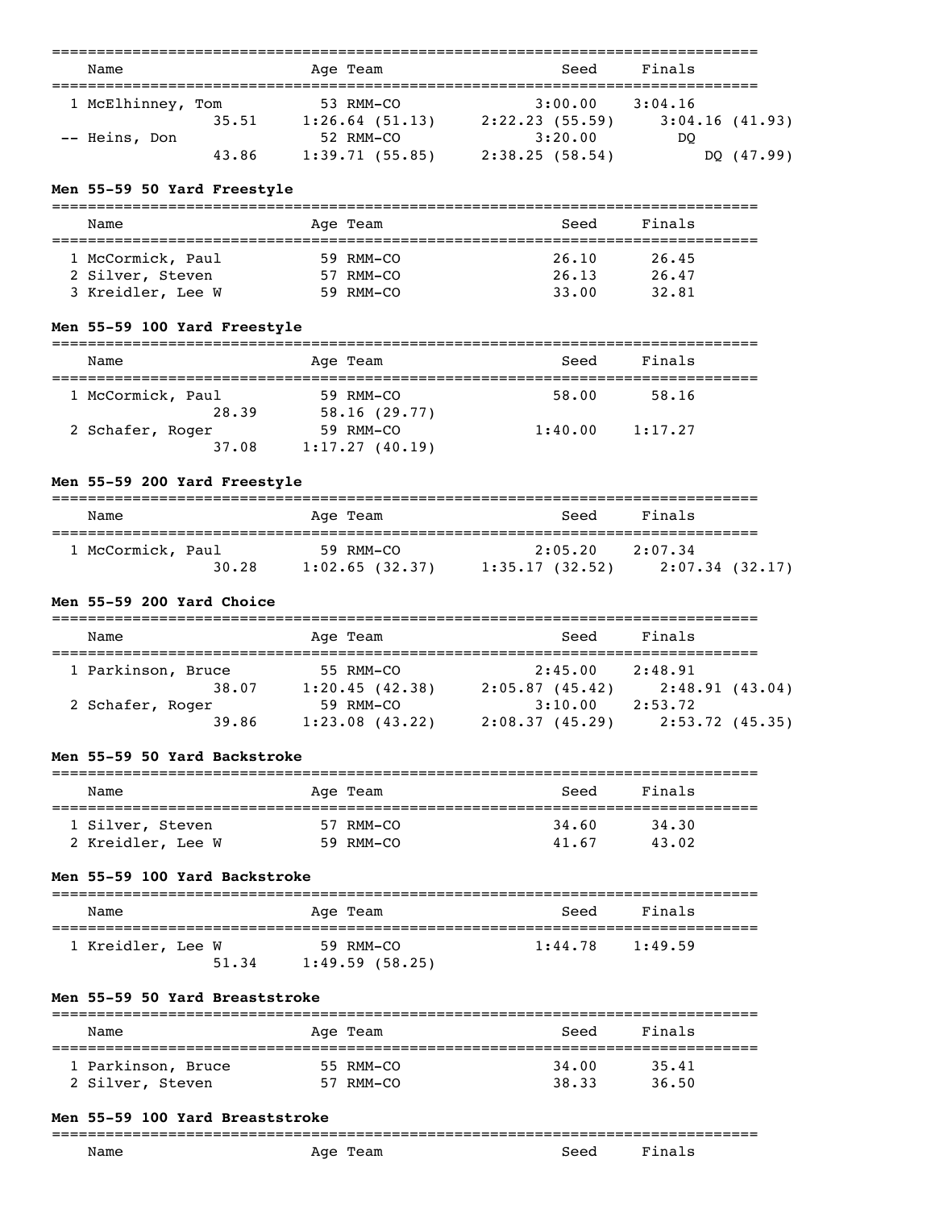| Name | Age | Team | Seed | Finals |
|---|---|---|---|---|
| 1 McElhinney, Tom | 53 | RMM-CO | 3:00.00 | 3:04.16 |
| 35.51 | 1:26.64 (51.13) | 2:22.23 (55.59) | 3:04.16 (41.93) | |
| -- Heins, Don | 52 | RMM-CO | 3:20.00 | DQ |
| 43.86 | 1:39.71 (55.85) | 2:38.25 (58.54) | DQ (47.99) | |

**Men 55-59 50 Yard Freestyle**

| Name | Age | Team | Seed | Finals |
|---|---|---|---|---|
| 1 McCormick, Paul | 59 | RMM-CO | 26.10 | 26.45 |
| 2 Silver, Steven | 57 | RMM-CO | 26.13 | 26.47 |
| 3 Kreidler, Lee W | 59 | RMM-CO | 33.00 | 32.81 |

**Men 55-59 100 Yard Freestyle**

| Name | Age | Team | Seed | Finals |
|---|---|---|---|---|
| 1 McCormick, Paul | 59 | RMM-CO | 58.00 | 58.16 |
| 28.39 | 58.16 (29.77) | | | |
| 2 Schafer, Roger | 59 | RMM-CO | 1:40.00 | 1:17.27 |
| 37.08 | 1:17.27 (40.19) | | | |

**Men 55-59 200 Yard Freestyle**

| Name | Age | Team | Seed | Finals |
|---|---|---|---|---|
| 1 McCormick, Paul | 59 | RMM-CO | 2:05.20 | 2:07.34 |
| 30.28 | 1:02.65 (32.37) | 1:35.17 (32.52) | 2:07.34 (32.17) | |

**Men 55-59 200 Yard Choice**

| Name | Age | Team | Seed | Finals |
|---|---|---|---|---|
| 1 Parkinson, Bruce | 55 | RMM-CO | 2:45.00 | 2:48.91 |
| 38.07 | 1:20.45 (42.38) | 2:05.87 (45.42) | 2:48.91 (43.04) | |
| 2 Schafer, Roger | 59 | RMM-CO | 3:10.00 | 2:53.72 |
| 39.86 | 1:23.08 (43.22) | 2:08.37 (45.29) | 2:53.72 (45.35) | |

**Men 55-59 50 Yard Backstroke**

| Name | Age | Team | Seed | Finals |
|---|---|---|---|---|
| 1 Silver, Steven | 57 | RMM-CO | 34.60 | 34.30 |
| 2 Kreidler, Lee W | 59 | RMM-CO | 41.67 | 43.02 |

**Men 55-59 100 Yard Backstroke**

| Name | Age | Team | Seed | Finals |
|---|---|---|---|---|
| 1 Kreidler, Lee W | 59 | RMM-CO | 1:44.78 | 1:49.59 |
| 51.34 | 1:49.59 (58.25) | | | |

**Men 55-59 50 Yard Breaststroke**

| Name | Age | Team | Seed | Finals |
|---|---|---|---|---|
| 1 Parkinson, Bruce | 55 | RMM-CO | 34.00 | 35.41 |
| 2 Silver, Steven | 57 | RMM-CO | 38.33 | 36.50 |

**Men 55-59 100 Yard Breaststroke**

| Name | Age | Team | Seed | Finals |
|---|---|---|---|---|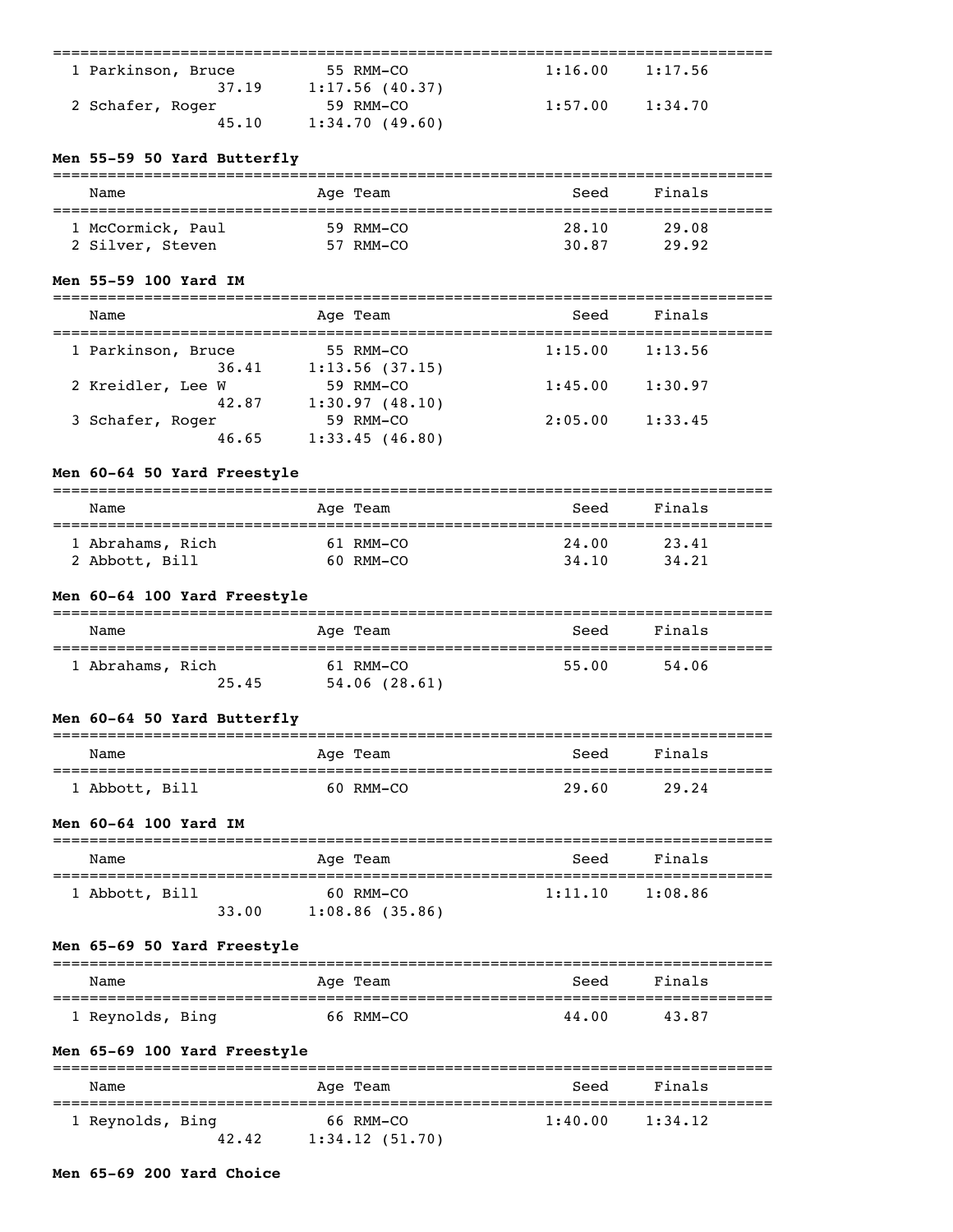| Name | Age | Team | Seed | Finals |
|---|---|---|---|---|
| 1 Parkinson, Bruce | 55 | RMM-CO | 1:16.00 | 1:17.56 |
| 37.19 | 1:17.56 (40.37) | | | |
| 2 Schafer, Roger | 59 | RMM-CO | 1:57.00 | 1:34.70 |
| 45.10 | 1:34.70 (49.60) | | | |

**Men 55-59 50 Yard Butterfly**

| Name | Age | Team | Seed | Finals |
|---|---|---|---|---|
| 1 McCormick, Paul | 59 | RMM-CO | 28.10 | 29.08 |
| 2 Silver, Steven | 57 | RMM-CO | 30.87 | 29.92 |

**Men 55-59 100 Yard IM**

| Name | Age | Team | Seed | Finals |
|---|---|---|---|---|
| 1 Parkinson, Bruce | 55 | RMM-CO | 1:15.00 | 1:13.56 |
| 36.41 | 1:13.56 (37.15) | | | |
| 2 Kreidler, Lee W | 59 | RMM-CO | 1:45.00 | 1:30.97 |
| 42.87 | 1:30.97 (48.10) | | | |
| 3 Schafer, Roger | 59 | RMM-CO | 2:05.00 | 1:33.45 |
| 46.65 | 1:33.45 (46.80) | | | |

**Men 60-64 50 Yard Freestyle**

| Name | Age | Team | Seed | Finals |
|---|---|---|---|---|
| 1 Abrahams, Rich | 61 | RMM-CO | 24.00 | 23.41 |
| 2 Abbott, Bill | 60 | RMM-CO | 34.10 | 34.21 |

**Men 60-64 100 Yard Freestyle**

| Name | Age | Team | Seed | Finals |
|---|---|---|---|---|
| 1 Abrahams, Rich | 61 | RMM-CO | 55.00 | 54.06 |
| 25.45 | 54.06 (28.61) | | | |

**Men 60-64 50 Yard Butterfly**

| Name | Age | Team | Seed | Finals |
|---|---|---|---|---|
| 1 Abbott, Bill | 60 | RMM-CO | 29.60 | 29.24 |

**Men 60-64 100 Yard IM**

| Name | Age | Team | Seed | Finals |
|---|---|---|---|---|
| 1 Abbott, Bill | 60 | RMM-CO | 1:11.10 | 1:08.86 |
| 33.00 | 1:08.86 (35.86) | | | |

**Men 65-69 50 Yard Freestyle**

| Name | Age | Team | Seed | Finals |
|---|---|---|---|---|
| 1 Reynolds, Bing | 66 | RMM-CO | 44.00 | 43.87 |

**Men 65-69 100 Yard Freestyle**

| Name | Age | Team | Seed | Finals |
|---|---|---|---|---|
| 1 Reynolds, Bing | 66 | RMM-CO | 1:40.00 | 1:34.12 |
| 42.42 | 1:34.12 (51.70) | | | |

**Men 65-69 200 Yard Choice**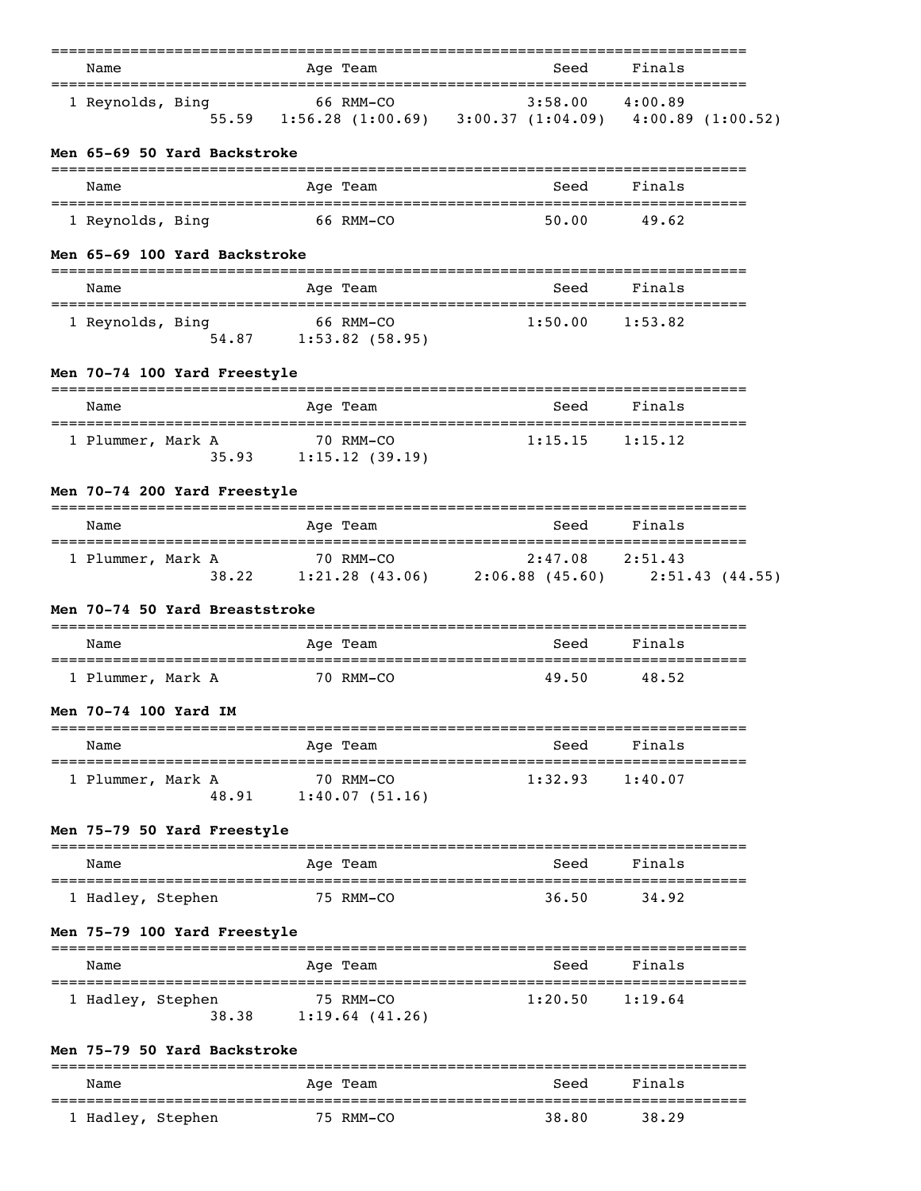| Name | Age | Team | Seed | Finals |
|---|---|---|---|---|
| 1 Reynolds, Bing | 66 | RMM-CO | 3:58.00 | 4:00.89 |

55.59 1:56.28 (1:00.69) 3:00.37 (1:04.09) 4:00.89 (1:00.52)

**Men 65-69 50 Yard Backstroke**

| Name | Age | Team | Seed | Finals |
|---|---|---|---|---|
| 1 Reynolds, Bing | 66 | RMM-CO | 50.00 | 49.62 |

**Men 65-69 100 Yard Backstroke**

| Name | Age | Team | Seed | Finals |
|---|---|---|---|---|
| 1 Reynolds, Bing | 66 | RMM-CO | 1:50.00 | 1:53.82 |

54.87 1:53.82 (58.95)

**Men 70-74 100 Yard Freestyle**

| Name | Age | Team | Seed | Finals |
|---|---|---|---|---|
| 1 Plummer, Mark A | 70 | RMM-CO | 1:15.15 | 1:15.12 |

35.93 1:15.12 (39.19)

**Men 70-74 200 Yard Freestyle**

| Name | Age | Team | Seed | Finals |
|---|---|---|---|---|
| 1 Plummer, Mark A | 70 | RMM-CO | 2:47.08 | 2:51.43 |

38.22 1:21.28 (43.06) 2:06.88 (45.60) 2:51.43 (44.55)

**Men 70-74 50 Yard Breaststroke**

| Name | Age | Team | Seed | Finals |
|---|---|---|---|---|
| 1 Plummer, Mark A | 70 | RMM-CO | 49.50 | 48.52 |

**Men 70-74 100 Yard IM**

| Name | Age | Team | Seed | Finals |
|---|---|---|---|---|
| 1 Plummer, Mark A | 70 | RMM-CO | 1:32.93 | 1:40.07 |

48.91 1:40.07 (51.16)

**Men 75-79 50 Yard Freestyle**

| Name | Age | Team | Seed | Finals |
|---|---|---|---|---|
| 1 Hadley, Stephen | 75 | RMM-CO | 36.50 | 34.92 |

**Men 75-79 100 Yard Freestyle**

| Name | Age | Team | Seed | Finals |
|---|---|---|---|---|
| 1 Hadley, Stephen | 75 | RMM-CO | 1:20.50 | 1:19.64 |

38.38 1:19.64 (41.26)

**Men 75-79 50 Yard Backstroke**

| Name | Age | Team | Seed | Finals |
|---|---|---|---|---|
| 1 Hadley, Stephen | 75 | RMM-CO | 38.80 | 38.29 |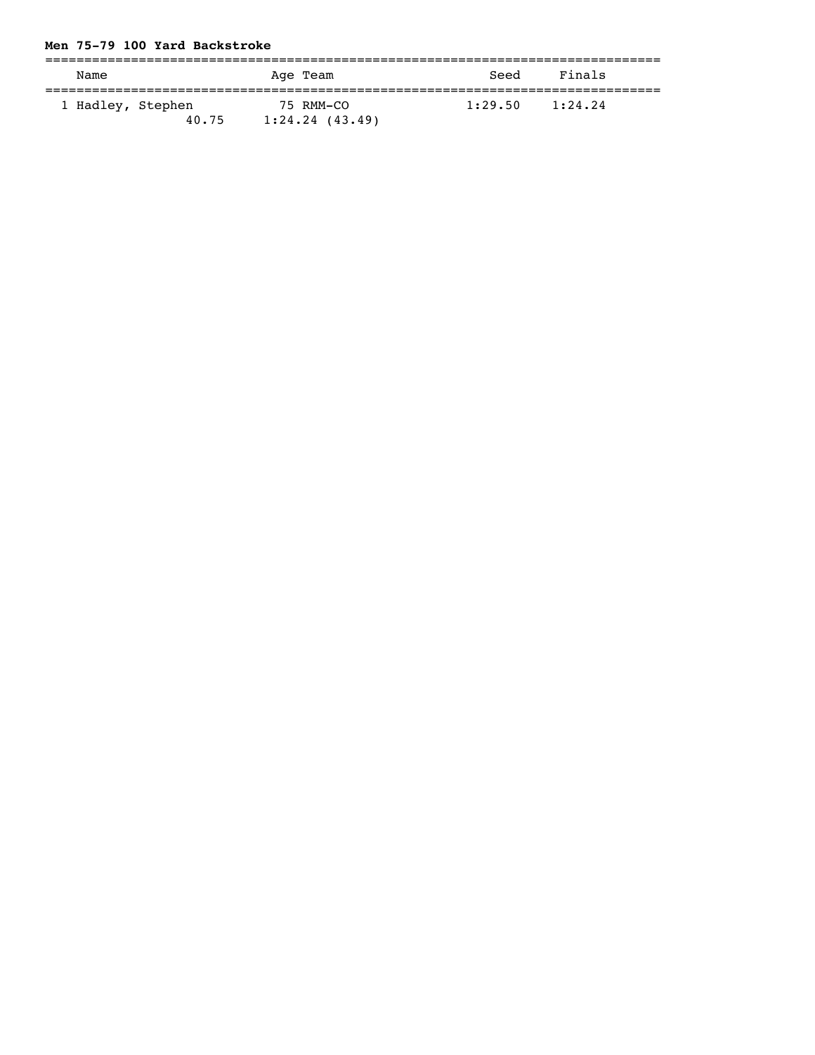**Men 75-79 100 Yard Backstroke**

| | Name | Age | Team | Seed | Finals |
|---|---|---|---|---|---|
| 1 | Hadley, Stephen | 75 | RMM-CO | 1:29.50 | 1:24.24 |
| | 40.75 | 1:24.24 (43.49) | | | |